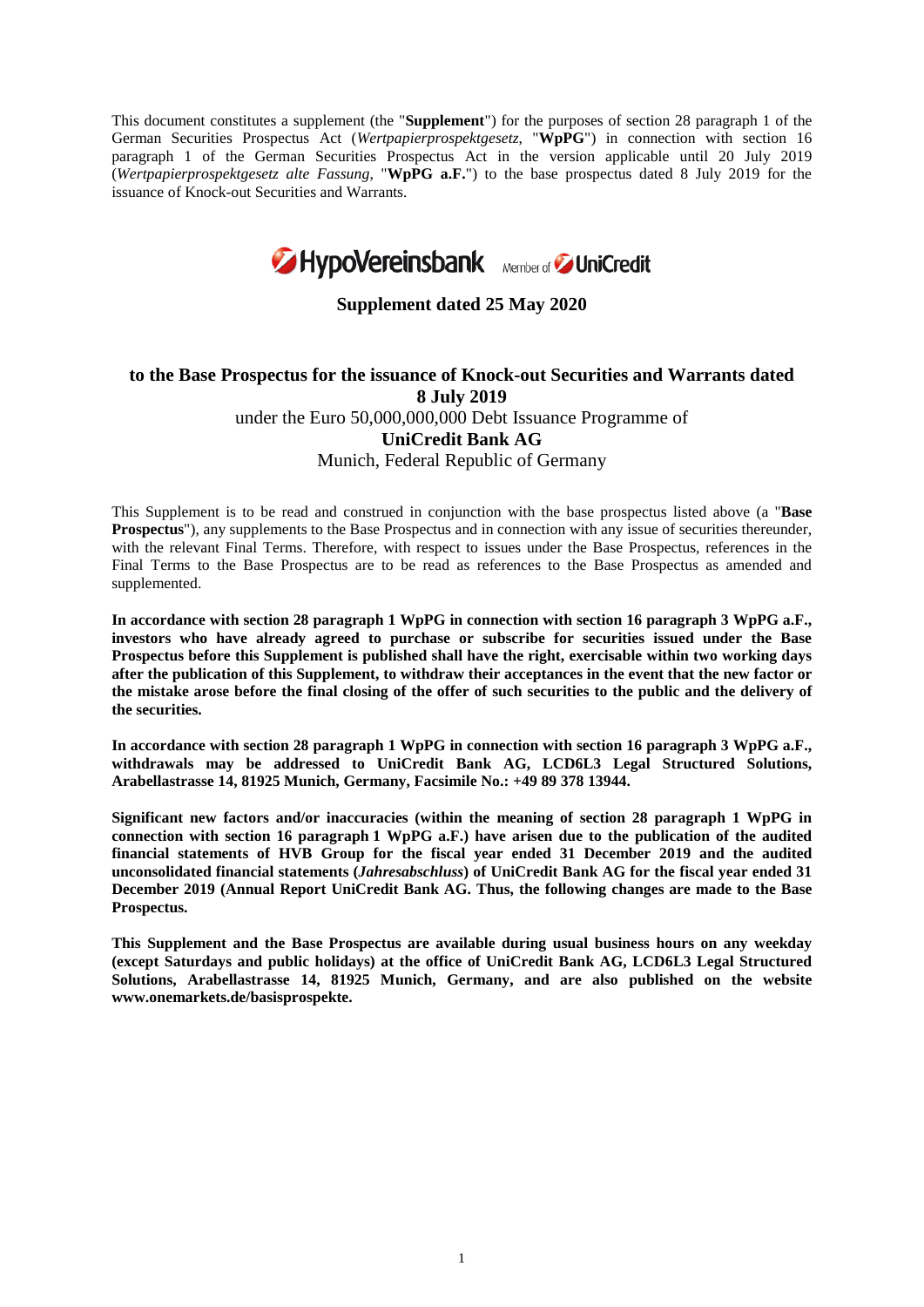This document constitutes a supplement (the "**Supplement**") for the purposes of section 28 paragraph 1 of the German Securities Prospectus Act (*Wertpapierprospektgesetz*, "**WpPG**") in connection with section 16 paragraph 1 of the German Securities Prospectus Act in the version applicable until 20 July 2019 (*Wertpapierprospektgesetz alte Fassung*, "**WpPG a.F.**") to the base prospectus dated 8 July 2019 for the issuance of Knock-out Securities and Warrants.

HypoVereinsbank Member of UniCredit

**Supplement dated 25 May 2020**

**to the Base Prospectus for the issuance of Knock-out Securities and Warrants dated 8 July 2019**

under the Euro 50,000,000,000 Debt Issuance Programme of

**UniCredit Bank AG**

Munich, Federal Republic of Germany

This Supplement is to be read and construed in conjunction with the base prospectus listed above (a "**Base Prospectus**"), any supplements to the Base Prospectus and in connection with any issue of securities thereunder, with the relevant Final Terms. Therefore, with respect to issues under the Base Prospectus, references in the Final Terms to the Base Prospectus are to be read as references to the Base Prospectus as amended and supplemented.

**In accordance with section 28 paragraph 1 WpPG in connection with section 16 paragraph 3 WpPG a.F., investors who have already agreed to purchase or subscribe for securities issued under the Base Prospectus before this Supplement is published shall have the right, exercisable within two working days after the publication of this Supplement, to withdraw their acceptances in the event that the new factor or the mistake arose before the final closing of the offer of such securities to the public and the delivery of the securities.**

**In accordance with section 28 paragraph 1 WpPG in connection with section 16 paragraph 3 WpPG a.F., withdrawals may be addressed to UniCredit Bank AG, LCD6L3 Legal Structured Solutions, Arabellastrasse 14, 81925 Munich, Germany, Facsimile No.: +49 89 378 13944.**

**Significant new factors and/or inaccuracies (within the meaning of section 28 paragraph 1 WpPG in connection with section 16 paragraph 1 WpPG a.F.) have arisen due to the publication of the audited financial statements of HVB Group for the fiscal year ended 31 December 2019 and the audited unconsolidated financial statements (*Jahresabschluss*) of UniCredit Bank AG for the fiscal year ended 31 December 2019 (Annual Report UniCredit Bank AG. Thus, the following changes are made to the Base Prospectus.**

**This Supplement and the Base Prospectus are available during usual business hours on any weekday (except Saturdays and public holidays) at the office of UniCredit Bank AG, LCD6L3 Legal Structured Solutions, Arabellastrasse 14, 81925 Munich, Germany, and are also published on the website www.onemarkets.de/basisprospekte.**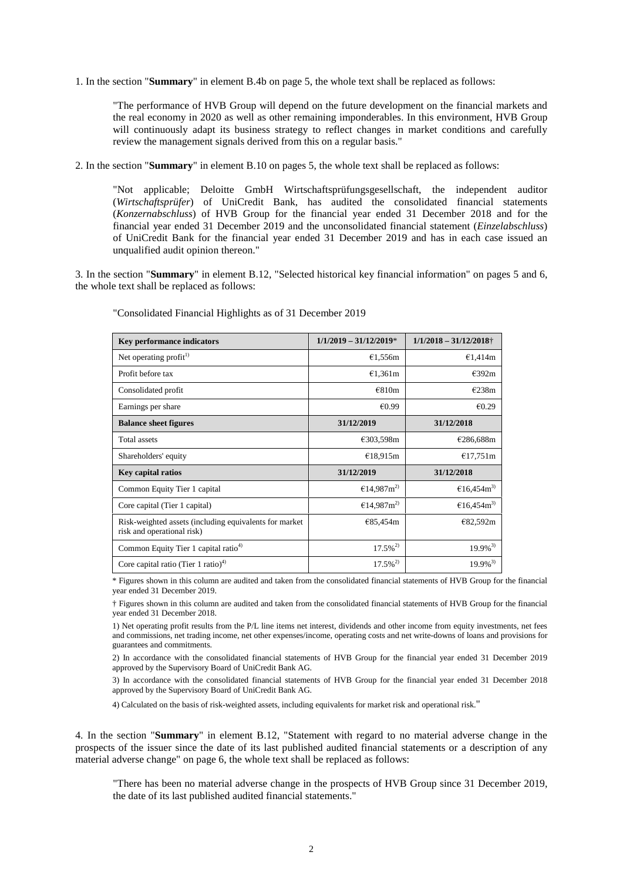1. In the section "**Summary**" in element B.4b on page 5, the whole text shall be replaced as follows:

"The performance of HVB Group will depend on the future development on the financial markets and the real economy in 2020 as well as other remaining imponderables. In this environment, HVB Group will continuously adapt its business strategy to reflect changes in market conditions and carefully review the management signals derived from this on a regular basis."

2. In the section "**Summary**" in element B.10 on pages 5, the whole text shall be replaced as follows:

"Not applicable; Deloitte GmbH Wirtschaftsprüfungsgesellschaft, the independent auditor (*Wirtschaftsprüfer*) of UniCredit Bank, has audited the consolidated financial statements (*Konzernabschluss*) of HVB Group for the financial year ended 31 December 2018 and for the financial year ended 31 December 2019 and the unconsolidated financial statement (*Einzelabschluss*) of UniCredit Bank for the financial year ended 31 December 2019 and has in each case issued an unqualified audit opinion thereon."

3. In the section "**Summary**" in element B.12, "Selected historical key financial information" on pages 5 and 6, the whole text shall be replaced as follows:

"Consolidated Financial Highlights as of 31 December 2019

| **Key performance indicators** | **1/1/2019 – 31/12/2019*** | **1/1/2018 – 31/12/2018†** |
|---|---|---|
| Net operating profit[1)] | €1,556m | €1,414m |
| Profit before tax | €1,361m | €392m |
| Consolidated profit | €810m | €238m |
| Earnings per share | €0.99 | €0.29 |
| **Balance sheet figures** | **31/12/2019** | **31/12/2018** |
| Total assets | €303,598m | €286,688m |
| Shareholders' equity | €18,915m | €17,751m |
| **Key capital ratios** | **31/12/2019** | **31/12/2018** |
| Common Equity Tier 1 capital | €14,987m[2)] | €16,454m[3)] |
| Core capital (Tier 1 capital) | €14,987m[2)] | €16,454m[3)] |
| Risk-weighted assets (including equivalents for market risk and operational risk) | €85,454m | €82,592m |
| Common Equity Tier 1 capital ratio[4)] | 17.5%[2)] | 19.9%[3)] |
| Core capital ratio (Tier 1 ratio)[4)] | 17.5%[2)] | 19.9%[3)] |

* Figures shown in this column are audited and taken from the consolidated financial statements of HVB Group for the financial year ended 31 December 2019.

† Figures shown in this column are audited and taken from the consolidated financial statements of HVB Group for the financial year ended 31 December 2018.

1) Net operating profit results from the P/L line items net interest, dividends and other income from equity investments, net fees and commissions, net trading income, net other expenses/income, operating costs and net write-downs of loans and provisions for guarantees and commitments.

2) In accordance with the consolidated financial statements of HVB Group for the financial year ended 31 December 2019 approved by the Supervisory Board of UniCredit Bank AG.

3) In accordance with the consolidated financial statements of HVB Group for the financial year ended 31 December 2018 approved by the Supervisory Board of UniCredit Bank AG.

4) Calculated on the basis of risk-weighted assets, including equivalents for market risk and operational risk."

4. In the section "**Summary**" in element B.12, "Statement with regard to no material adverse change in the prospects of the issuer since the date of its last published audited financial statements or a description of any material adverse change" on page 6, the whole text shall be replaced as follows:

"There has been no material adverse change in the prospects of HVB Group since 31 December 2019, the date of its last published audited financial statements."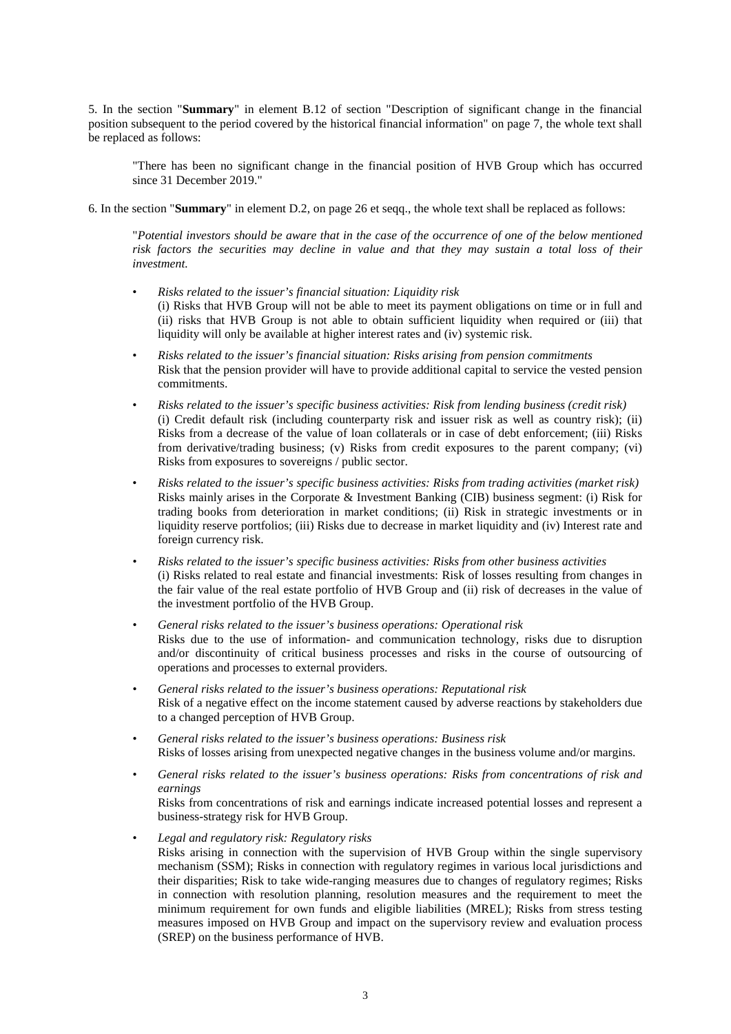5. In the section "**Summary**" in element B.12 of section "Description of significant change in the financial position subsequent to the period covered by the historical financial information" on page 7, the whole text shall be replaced as follows:

> "There has been no significant change in the financial position of HVB Group which has occurred since 31 December 2019."

6. In the section "**Summary**" in element D.2, on page 26 et seqq., the whole text shall be replaced as follows:

> "*Potential investors should be aware that in the case of the occurrence of one of the below mentioned risk factors the securities may decline in value and that they may sustain a total loss of their investment.*
>
> - *Risks related to the issuer's financial situation: Liquidity risk*
>   (i) Risks that HVB Group will not be able to meet its payment obligations on time or in full and (ii) risks that HVB Group is not able to obtain sufficient liquidity when required or (iii) that liquidity will only be available at higher interest rates and (iv) systemic risk.
> - *Risks related to the issuer's financial situation: Risks arising from pension commitments*
>   Risk that the pension provider will have to provide additional capital to service the vested pension commitments.
> - *Risks related to the issuer's specific business activities: Risk from lending business (credit risk)*
>   (i) Credit default risk (including counterparty risk and issuer risk as well as country risk); (ii) Risks from a decrease of the value of loan collaterals or in case of debt enforcement; (iii) Risks from derivative/trading business; (v) Risks from credit exposures to the parent company; (vi) Risks from exposures to sovereigns / public sector.
> - *Risks related to the issuer's specific business activities: Risks from trading activities (market risk)*
>   Risks mainly arises in the Corporate & Investment Banking (CIB) business segment: (i) Risk for trading books from deterioration in market conditions; (ii) Risk in strategic investments or in liquidity reserve portfolios; (iii) Risks due to decrease in market liquidity and (iv) Interest rate and foreign currency risk.
> - *Risks related to the issuer's specific business activities: Risks from other business activities*
>   (i) Risks related to real estate and financial investments: Risk of losses resulting from changes in the fair value of the real estate portfolio of HVB Group and (ii) risk of decreases in the value of the investment portfolio of the HVB Group.
> - *General risks related to the issuer's business operations: Operational risk*
>   Risks due to the use of information- and communication technology, risks due to disruption and/or discontinuity of critical business processes and risks in the course of outsourcing of operations and processes to external providers.
> - *General risks related to the issuer's business operations: Reputational risk*
>   Risk of a negative effect on the income statement caused by adverse reactions by stakeholders due to a changed perception of HVB Group.
> - *General risks related to the issuer's business operations: Business risk*
>   Risks of losses arising from unexpected negative changes in the business volume and/or margins.
> - *General risks related to the issuer's business operations: Risks from concentrations of risk and earnings*
>   Risks from concentrations of risk and earnings indicate increased potential losses and represent a business-strategy risk for HVB Group.
> - *Legal and regulatory risk: Regulatory risks*
>   Risks arising in connection with the supervision of HVB Group within the single supervisory mechanism (SSM); Risks in connection with regulatory regimes in various local jurisdictions and their disparities; Risk to take wide-ranging measures due to changes of regulatory regimes; Risks in connection with resolution planning, resolution measures and the requirement to meet the minimum requirement for own funds and eligible liabilities (MREL); Risks from stress testing measures imposed on HVB Group and impact on the supervisory review and evaluation process (SREP) on the business performance of HVB.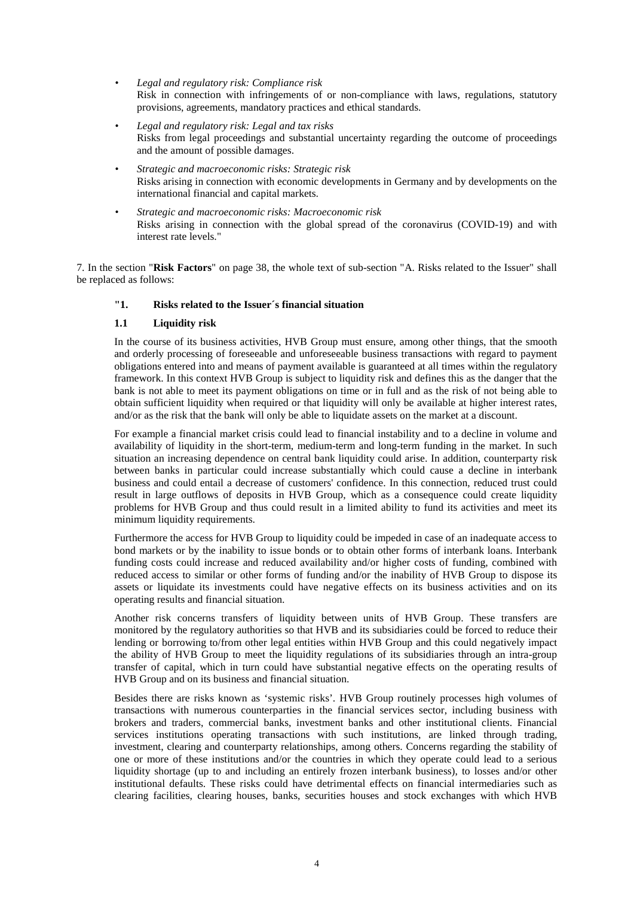- *Legal and regulatory risk: Compliance risk*
  Risk in connection with infringements of or non-compliance with laws, regulations, statutory provisions, agreements, mandatory practices and ethical standards.

- *Legal and regulatory risk: Legal and tax risks*
  Risks from legal proceedings and substantial uncertainty regarding the outcome of proceedings and the amount of possible damages.

- *Strategic and macroeconomic risks: Strategic risk*
  Risks arising in connection with economic developments in Germany and by developments on the international financial and capital markets.

- *Strategic and macroeconomic risks: Macroeconomic risk*
  Risks arising in connection with the global spread of the coronavirus (COVID-19) and with interest rate levels."

7. In the section "**Risk Factors**" on page 38, the whole text of sub-section "A. Risks related to the Issuer" shall be replaced as follows:

**"1. Risks related to the Issuer´s financial situation**

**1.1 Liquidity risk**

In the course of its business activities, HVB Group must ensure, among other things, that the smooth and orderly processing of foreseeable and unforeseeable business transactions with regard to payment obligations entered into and means of payment available is guaranteed at all times within the regulatory framework. In this context HVB Group is subject to liquidity risk and defines this as the danger that the bank is not able to meet its payment obligations on time or in full and as the risk of not being able to obtain sufficient liquidity when required or that liquidity will only be available at higher interest rates, and/or as the risk that the bank will only be able to liquidate assets on the market at a discount.

For example a financial market crisis could lead to financial instability and to a decline in volume and availability of liquidity in the short-term, medium-term and long-term funding in the market. In such situation an increasing dependence on central bank liquidity could arise. In addition, counterparty risk between banks in particular could increase substantially which could cause a decline in interbank business and could entail a decrease of customers' confidence. In this connection, reduced trust could result in large outflows of deposits in HVB Group, which as a consequence could create liquidity problems for HVB Group and thus could result in a limited ability to fund its activities and meet its minimum liquidity requirements.

Furthermore the access for HVB Group to liquidity could be impeded in case of an inadequate access to bond markets or by the inability to issue bonds or to obtain other forms of interbank loans. Interbank funding costs could increase and reduced availability and/or higher costs of funding, combined with reduced access to similar or other forms of funding and/or the inability of HVB Group to dispose its assets or liquidate its investments could have negative effects on its business activities and on its operating results and financial situation.

Another risk concerns transfers of liquidity between units of HVB Group. These transfers are monitored by the regulatory authorities so that HVB and its subsidiaries could be forced to reduce their lending or borrowing to/from other legal entities within HVB Group and this could negatively impact the ability of HVB Group to meet the liquidity regulations of its subsidiaries through an intra-group transfer of capital, which in turn could have substantial negative effects on the operating results of HVB Group and on its business and financial situation.

Besides there are risks known as 'systemic risks'. HVB Group routinely processes high volumes of transactions with numerous counterparties in the financial services sector, including business with brokers and traders, commercial banks, investment banks and other institutional clients. Financial services institutions operating transactions with such institutions, are linked through trading, investment, clearing and counterparty relationships, among others. Concerns regarding the stability of one or more of these institutions and/or the countries in which they operate could lead to a serious liquidity shortage (up to and including an entirely frozen interbank business), to losses and/or other institutional defaults. These risks could have detrimental effects on financial intermediaries such as clearing facilities, clearing houses, banks, securities houses and stock exchanges with which HVB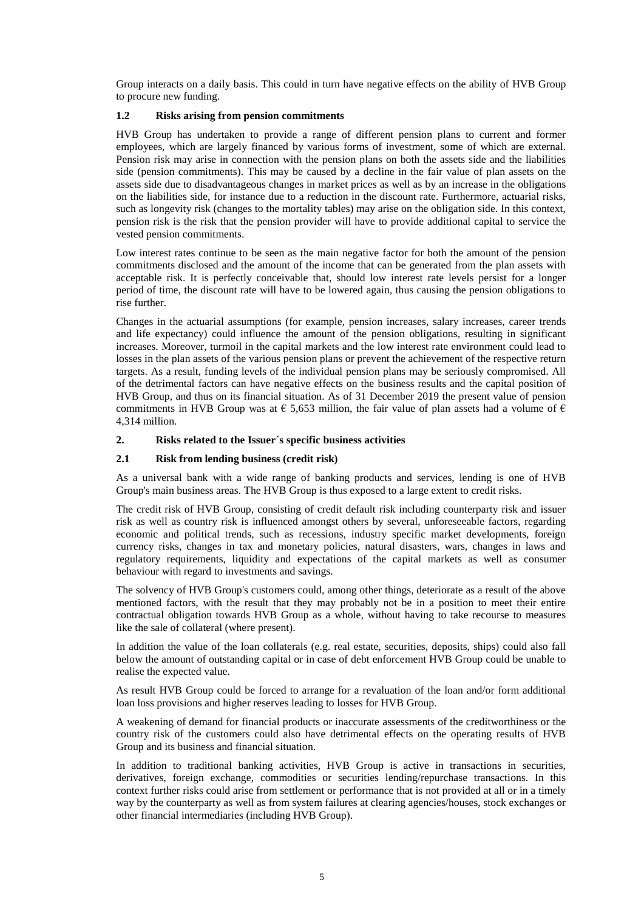Group interacts on a daily basis. This could in turn have negative effects on the ability of HVB Group to procure new funding.

### 1.2 Risks arising from pension commitments

HVB Group has undertaken to provide a range of different pension plans to current and former employees, which are largely financed by various forms of investment, some of which are external. Pension risk may arise in connection with the pension plans on both the assets side and the liabilities side (pension commitments). This may be caused by a decline in the fair value of plan assets on the assets side due to disadvantageous changes in market prices as well as by an increase in the obligations on the liabilities side, for instance due to a reduction in the discount rate. Furthermore, actuarial risks, such as longevity risk (changes to the mortality tables) may arise on the obligation side. In this context, pension risk is the risk that the pension provider will have to provide additional capital to service the vested pension commitments.

Low interest rates continue to be seen as the main negative factor for both the amount of the pension commitments disclosed and the amount of the income that can be generated from the plan assets with acceptable risk. It is perfectly conceivable that, should low interest rate levels persist for a longer period of time, the discount rate will have to be lowered again, thus causing the pension obligations to rise further.

Changes in the actuarial assumptions (for example, pension increases, salary increases, career trends and life expectancy) could influence the amount of the pension obligations, resulting in significant increases. Moreover, turmoil in the capital markets and the low interest rate environment could lead to losses in the plan assets of the various pension plans or prevent the achievement of the respective return targets. As a result, funding levels of the individual pension plans may be seriously compromised. All of the detrimental factors can have negative effects on the business results and the capital position of HVB Group, and thus on its financial situation. As of 31 December 2019 the present value of pension commitments in HVB Group was at € 5,653 million, the fair value of plan assets had a volume of € 4,314 million.

## 2. Risks related to the Issuer´s specific business activities

### 2.1 Risk from lending business (credit risk)

As a universal bank with a wide range of banking products and services, lending is one of HVB Group's main business areas. The HVB Group is thus exposed to a large extent to credit risks.

The credit risk of HVB Group, consisting of credit default risk including counterparty risk and issuer risk as well as country risk is influenced amongst others by several, unforeseeable factors, regarding economic and political trends, such as recessions, industry specific market developments, foreign currency risks, changes in tax and monetary policies, natural disasters, wars, changes in laws and regulatory requirements, liquidity and expectations of the capital markets as well as consumer behaviour with regard to investments and savings.

The solvency of HVB Group's customers could, among other things, deteriorate as a result of the above mentioned factors, with the result that they may probably not be in a position to meet their entire contractual obligation towards HVB Group as a whole, without having to take recourse to measures like the sale of collateral (where present).

In addition the value of the loan collaterals (e.g. real estate, securities, deposits, ships) could also fall below the amount of outstanding capital or in case of debt enforcement HVB Group could be unable to realise the expected value.

As result HVB Group could be forced to arrange for a revaluation of the loan and/or form additional loan loss provisions and higher reserves leading to losses for HVB Group.

A weakening of demand for financial products or inaccurate assessments of the creditworthiness or the country risk of the customers could also have detrimental effects on the operating results of HVB Group and its business and financial situation.

In addition to traditional banking activities, HVB Group is active in transactions in securities, derivatives, foreign exchange, commodities or securities lending/repurchase transactions. In this context further risks could arise from settlement or performance that is not provided at all or in a timely way by the counterparty as well as from system failures at clearing agencies/houses, stock exchanges or other financial intermediaries (including HVB Group).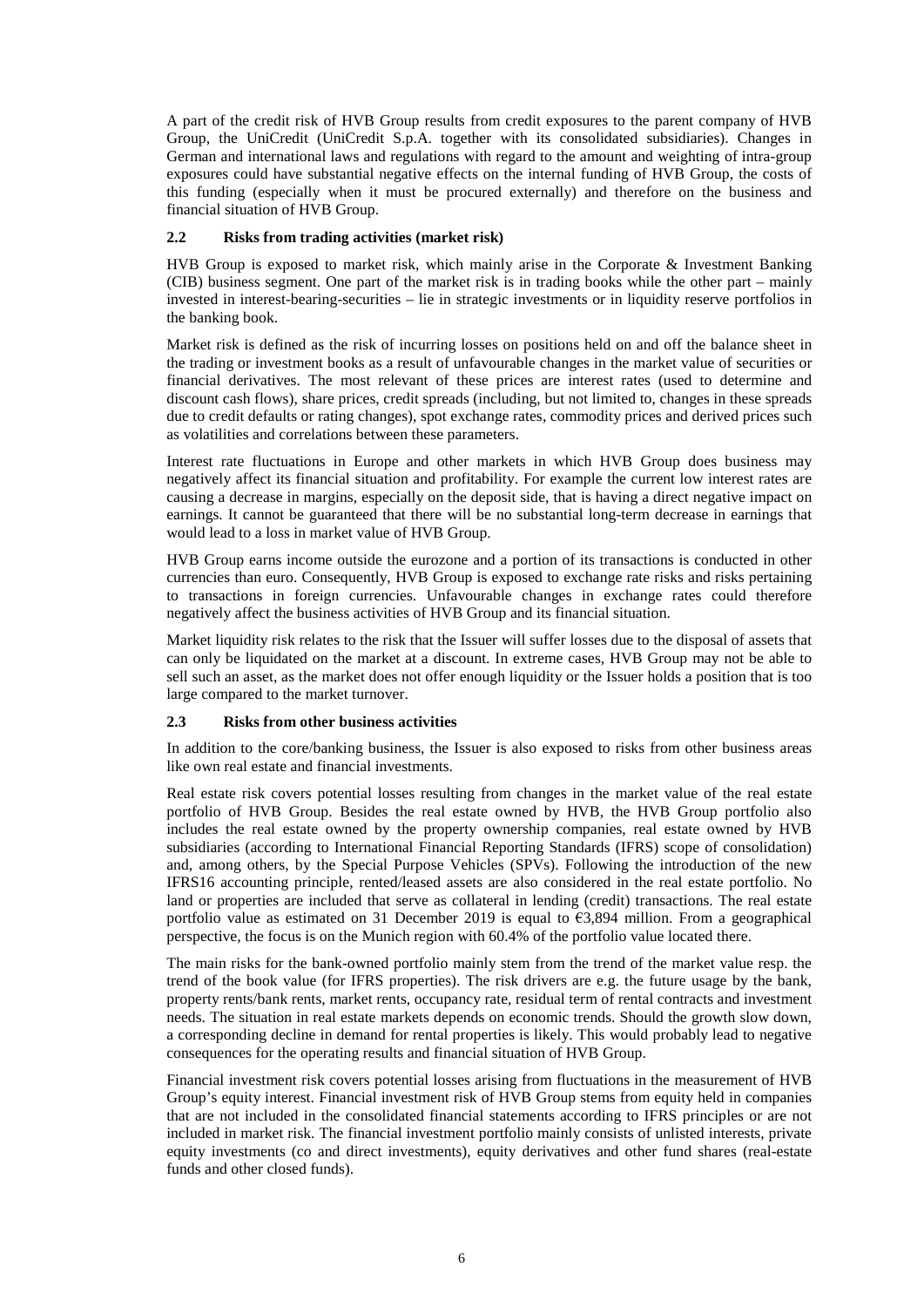A part of the credit risk of HVB Group results from credit exposures to the parent company of HVB Group, the UniCredit (UniCredit S.p.A. together with its consolidated subsidiaries). Changes in German and international laws and regulations with regard to the amount and weighting of intra-group exposures could have substantial negative effects on the internal funding of HVB Group, the costs of this funding (especially when it must be procured externally) and therefore on the business and financial situation of HVB Group.

### 2.2 Risks from trading activities (market risk)

HVB Group is exposed to market risk, which mainly arise in the Corporate & Investment Banking (CIB) business segment. One part of the market risk is in trading books while the other part – mainly invested in interest-bearing-securities – lie in strategic investments or in liquidity reserve portfolios in the banking book.

Market risk is defined as the risk of incurring losses on positions held on and off the balance sheet in the trading or investment books as a result of unfavourable changes in the market value of securities or financial derivatives. The most relevant of these prices are interest rates (used to determine and discount cash flows), share prices, credit spreads (including, but not limited to, changes in these spreads due to credit defaults or rating changes), spot exchange rates, commodity prices and derived prices such as volatilities and correlations between these parameters.

Interest rate fluctuations in Europe and other markets in which HVB Group does business may negatively affect its financial situation and profitability. For example the current low interest rates are causing a decrease in margins, especially on the deposit side, that is having a direct negative impact on earnings. It cannot be guaranteed that there will be no substantial long-term decrease in earnings that would lead to a loss in market value of HVB Group.

HVB Group earns income outside the eurozone and a portion of its transactions is conducted in other currencies than euro. Consequently, HVB Group is exposed to exchange rate risks and risks pertaining to transactions in foreign currencies. Unfavourable changes in exchange rates could therefore negatively affect the business activities of HVB Group and its financial situation.

Market liquidity risk relates to the risk that the Issuer will suffer losses due to the disposal of assets that can only be liquidated on the market at a discount. In extreme cases, HVB Group may not be able to sell such an asset, as the market does not offer enough liquidity or the Issuer holds a position that is too large compared to the market turnover.

### 2.3 Risks from other business activities

In addition to the core/banking business, the Issuer is also exposed to risks from other business areas like own real estate and financial investments.

Real estate risk covers potential losses resulting from changes in the market value of the real estate portfolio of HVB Group. Besides the real estate owned by HVB, the HVB Group portfolio also includes the real estate owned by the property ownership companies, real estate owned by HVB subsidiaries (according to International Financial Reporting Standards (IFRS) scope of consolidation) and, among others, by the Special Purpose Vehicles (SPVs). Following the introduction of the new IFRS16 accounting principle, rented/leased assets are also considered in the real estate portfolio. No land or properties are included that serve as collateral in lending (credit) transactions. The real estate portfolio value as estimated on 31 December 2019 is equal to €3,894 million. From a geographical perspective, the focus is on the Munich region with 60.4% of the portfolio value located there.

The main risks for the bank-owned portfolio mainly stem from the trend of the market value resp. the trend of the book value (for IFRS properties). The risk drivers are e.g. the future usage by the bank, property rents/bank rents, market rents, occupancy rate, residual term of rental contracts and investment needs. The situation in real estate markets depends on economic trends. Should the growth slow down, a corresponding decline in demand for rental properties is likely. This would probably lead to negative consequences for the operating results and financial situation of HVB Group.

Financial investment risk covers potential losses arising from fluctuations in the measurement of HVB Group's equity interest. Financial investment risk of HVB Group stems from equity held in companies that are not included in the consolidated financial statements according to IFRS principles or are not included in market risk. The financial investment portfolio mainly consists of unlisted interests, private equity investments (co and direct investments), equity derivatives and other fund shares (real-estate funds and other closed funds).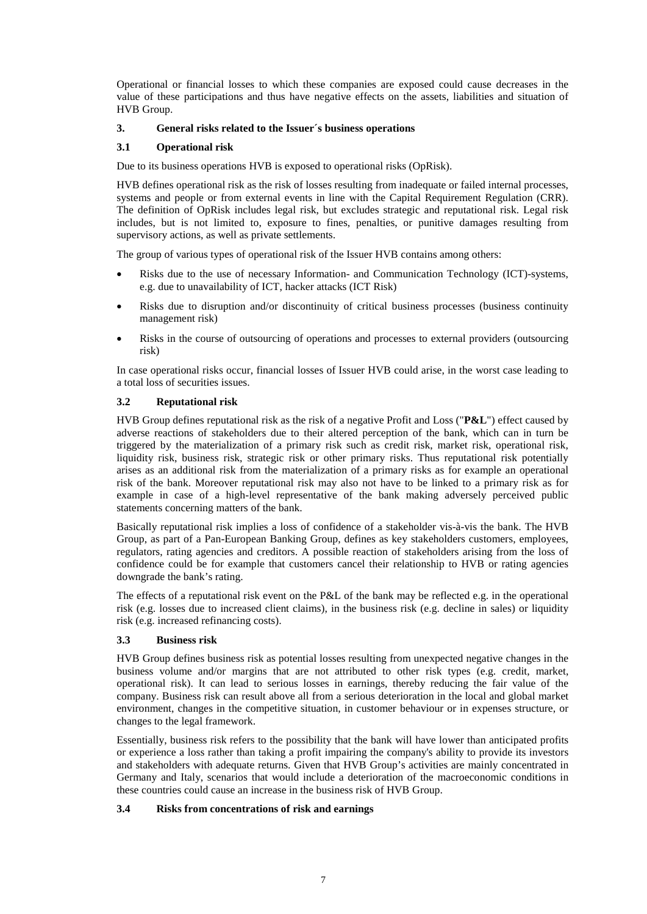Operational or financial losses to which these companies are exposed could cause decreases in the value of these participations and thus have negative effects on the assets, liabilities and situation of HVB Group.

### 3. General risks related to the Issuer´s business operations

#### 3.1 Operational risk

Due to its business operations HVB is exposed to operational risks (OpRisk).

HVB defines operational risk as the risk of losses resulting from inadequate or failed internal processes, systems and people or from external events in line with the Capital Requirement Regulation (CRR). The definition of OpRisk includes legal risk, but excludes strategic and reputational risk. Legal risk includes, but is not limited to, exposure to fines, penalties, or punitive damages resulting from supervisory actions, as well as private settlements.

The group of various types of operational risk of the Issuer HVB contains among others:

- Risks due to the use of necessary Information- and Communication Technology (ICT)-systems, e.g. due to unavailability of ICT, hacker attacks (ICT Risk)
- Risks due to disruption and/or discontinuity of critical business processes (business continuity management risk)
- Risks in the course of outsourcing of operations and processes to external providers (outsourcing risk)

In case operational risks occur, financial losses of Issuer HVB could arise, in the worst case leading to a total loss of securities issues.

#### 3.2 Reputational risk

HVB Group defines reputational risk as the risk of a negative Profit and Loss ("**P&L**") effect caused by adverse reactions of stakeholders due to their altered perception of the bank, which can in turn be triggered by the materialization of a primary risk such as credit risk, market risk, operational risk, liquidity risk, business risk, strategic risk or other primary risks. Thus reputational risk potentially arises as an additional risk from the materialization of a primary risks as for example an operational risk of the bank. Moreover reputational risk may also not have to be linked to a primary risk as for example in case of a high-level representative of the bank making adversely perceived public statements concerning matters of the bank.

Basically reputational risk implies a loss of confidence of a stakeholder vis-à-vis the bank. The HVB Group, as part of a Pan-European Banking Group, defines as key stakeholders customers, employees, regulators, rating agencies and creditors. A possible reaction of stakeholders arising from the loss of confidence could be for example that customers cancel their relationship to HVB or rating agencies downgrade the bank's rating.

The effects of a reputational risk event on the P&L of the bank may be reflected e.g. in the operational risk (e.g. losses due to increased client claims), in the business risk (e.g. decline in sales) or liquidity risk (e.g. increased refinancing costs).

#### 3.3 Business risk

HVB Group defines business risk as potential losses resulting from unexpected negative changes in the business volume and/or margins that are not attributed to other risk types (e.g. credit, market, operational risk). It can lead to serious losses in earnings, thereby reducing the fair value of the company. Business risk can result above all from a serious deterioration in the local and global market environment, changes in the competitive situation, in customer behaviour or in expenses structure, or changes to the legal framework.

Essentially, business risk refers to the possibility that the bank will have lower than anticipated profits or experience a loss rather than taking a profit impairing the company's ability to provide its investors and stakeholders with adequate returns. Given that HVB Group's activities are mainly concentrated in Germany and Italy, scenarios that would include a deterioration of the macroeconomic conditions in these countries could cause an increase in the business risk of HVB Group.

#### 3.4 Risks from concentrations of risk and earnings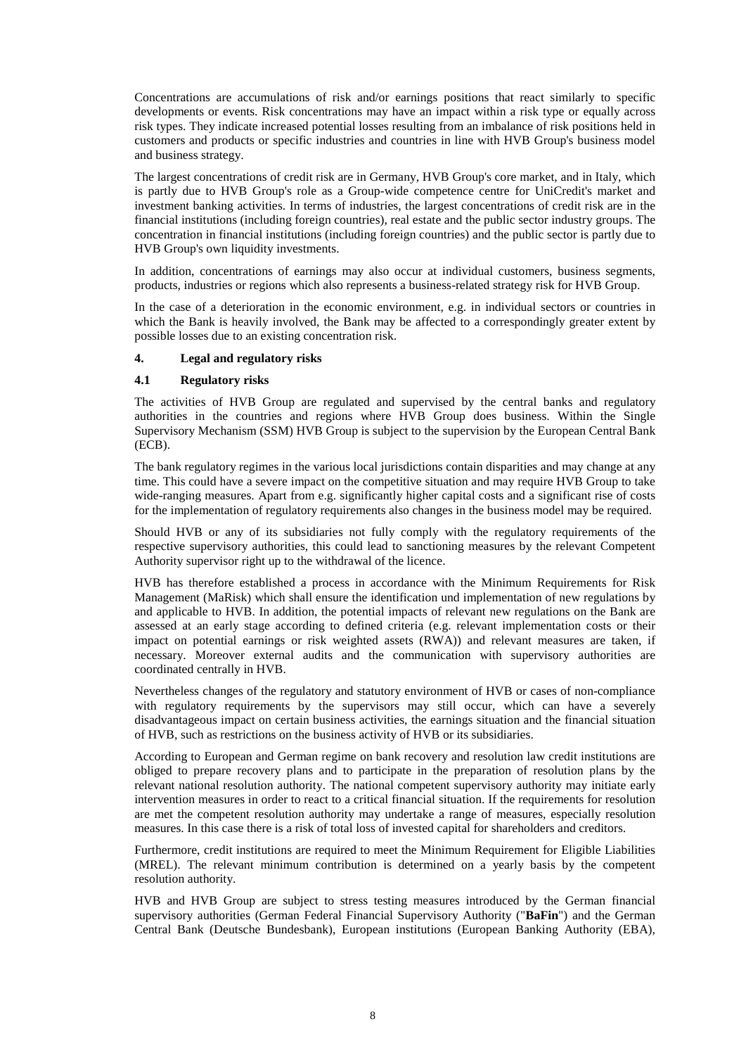Concentrations are accumulations of risk and/or earnings positions that react similarly to specific developments or events. Risk concentrations may have an impact within a risk type or equally across risk types. They indicate increased potential losses resulting from an imbalance of risk positions held in customers and products or specific industries and countries in line with HVB Group's business model and business strategy.

The largest concentrations of credit risk are in Germany, HVB Group's core market, and in Italy, which is partly due to HVB Group's role as a Group-wide competence centre for UniCredit's market and investment banking activities. In terms of industries, the largest concentrations of credit risk are in the financial institutions (including foreign countries), real estate and the public sector industry groups. The concentration in financial institutions (including foreign countries) and the public sector is partly due to HVB Group's own liquidity investments.

In addition, concentrations of earnings may also occur at individual customers, business segments, products, industries or regions which also represents a business-related strategy risk for HVB Group.

In the case of a deterioration in the economic environment, e.g. in individual sectors or countries in which the Bank is heavily involved, the Bank may be affected to a correspondingly greater extent by possible losses due to an existing concentration risk.

### 4. Legal and regulatory risks

#### 4.1 Regulatory risks

The activities of HVB Group are regulated and supervised by the central banks and regulatory authorities in the countries and regions where HVB Group does business. Within the Single Supervisory Mechanism (SSM) HVB Group is subject to the supervision by the European Central Bank (ECB).

The bank regulatory regimes in the various local jurisdictions contain disparities and may change at any time. This could have a severe impact on the competitive situation and may require HVB Group to take wide-ranging measures. Apart from e.g. significantly higher capital costs and a significant rise of costs for the implementation of regulatory requirements also changes in the business model may be required.

Should HVB or any of its subsidiaries not fully comply with the regulatory requirements of the respective supervisory authorities, this could lead to sanctioning measures by the relevant Competent Authority supervisor right up to the withdrawal of the licence.

HVB has therefore established a process in accordance with the Minimum Requirements for Risk Management (MaRisk) which shall ensure the identification und implementation of new regulations by and applicable to HVB. In addition, the potential impacts of relevant new regulations on the Bank are assessed at an early stage according to defined criteria (e.g. relevant implementation costs or their impact on potential earnings or risk weighted assets (RWA)) and relevant measures are taken, if necessary. Moreover external audits and the communication with supervisory authorities are coordinated centrally in HVB.

Nevertheless changes of the regulatory and statutory environment of HVB or cases of non-compliance with regulatory requirements by the supervisors may still occur, which can have a severely disadvantageous impact on certain business activities, the earnings situation and the financial situation of HVB, such as restrictions on the business activity of HVB or its subsidiaries.

According to European and German regime on bank recovery and resolution law credit institutions are obliged to prepare recovery plans and to participate in the preparation of resolution plans by the relevant national resolution authority. The national competent supervisory authority may initiate early intervention measures in order to react to a critical financial situation. If the requirements for resolution are met the competent resolution authority may undertake a range of measures, especially resolution measures. In this case there is a risk of total loss of invested capital for shareholders and creditors.

Furthermore, credit institutions are required to meet the Minimum Requirement for Eligible Liabilities (MREL). The relevant minimum contribution is determined on a yearly basis by the competent resolution authority.

HVB and HVB Group are subject to stress testing measures introduced by the German financial supervisory authorities (German Federal Financial Supervisory Authority ("**BaFin**") and the German Central Bank (Deutsche Bundesbank), European institutions (European Banking Authority (EBA),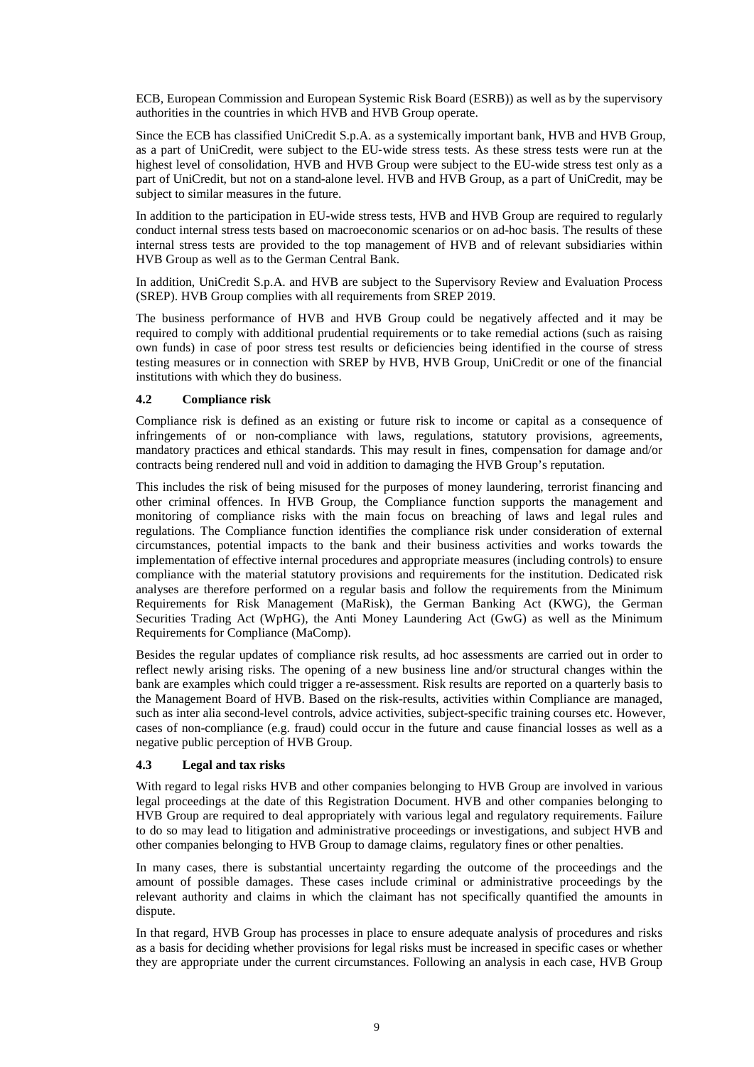ECB, European Commission and European Systemic Risk Board (ESRB)) as well as by the supervisory authorities in the countries in which HVB and HVB Group operate.

Since the ECB has classified UniCredit S.p.A. as a systemically important bank, HVB and HVB Group, as a part of UniCredit, were subject to the EU-wide stress tests. As these stress tests were run at the highest level of consolidation, HVB and HVB Group were subject to the EU-wide stress test only as a part of UniCredit, but not on a stand-alone level. HVB and HVB Group, as a part of UniCredit, may be subject to similar measures in the future.

In addition to the participation in EU-wide stress tests, HVB and HVB Group are required to regularly conduct internal stress tests based on macroeconomic scenarios or on ad-hoc basis. The results of these internal stress tests are provided to the top management of HVB and of relevant subsidiaries within HVB Group as well as to the German Central Bank.

In addition, UniCredit S.p.A. and HVB are subject to the Supervisory Review and Evaluation Process (SREP). HVB Group complies with all requirements from SREP 2019.

The business performance of HVB and HVB Group could be negatively affected and it may be required to comply with additional prudential requirements or to take remedial actions (such as raising own funds) in case of poor stress test results or deficiencies being identified in the course of stress testing measures or in connection with SREP by HVB, HVB Group, UniCredit or one of the financial institutions with which they do business.

### 4.2 Compliance risk

Compliance risk is defined as an existing or future risk to income or capital as a consequence of infringements of or non-compliance with laws, regulations, statutory provisions, agreements, mandatory practices and ethical standards. This may result in fines, compensation for damage and/or contracts being rendered null and void in addition to damaging the HVB Group's reputation.

This includes the risk of being misused for the purposes of money laundering, terrorist financing and other criminal offences. In HVB Group, the Compliance function supports the management and monitoring of compliance risks with the main focus on breaching of laws and legal rules and regulations. The Compliance function identifies the compliance risk under consideration of external circumstances, potential impacts to the bank and their business activities and works towards the implementation of effective internal procedures and appropriate measures (including controls) to ensure compliance with the material statutory provisions and requirements for the institution. Dedicated risk analyses are therefore performed on a regular basis and follow the requirements from the Minimum Requirements for Risk Management (MaRisk), the German Banking Act (KWG), the German Securities Trading Act (WpHG), the Anti Money Laundering Act (GwG) as well as the Minimum Requirements for Compliance (MaComp).

Besides the regular updates of compliance risk results, ad hoc assessments are carried out in order to reflect newly arising risks. The opening of a new business line and/or structural changes within the bank are examples which could trigger a re-assessment. Risk results are reported on a quarterly basis to the Management Board of HVB. Based on the risk-results, activities within Compliance are managed, such as inter alia second-level controls, advice activities, subject-specific training courses etc. However, cases of non-compliance (e.g. fraud) could occur in the future and cause financial losses as well as a negative public perception of HVB Group.

### 4.3 Legal and tax risks

With regard to legal risks HVB and other companies belonging to HVB Group are involved in various legal proceedings at the date of this Registration Document. HVB and other companies belonging to HVB Group are required to deal appropriately with various legal and regulatory requirements. Failure to do so may lead to litigation and administrative proceedings or investigations, and subject HVB and other companies belonging to HVB Group to damage claims, regulatory fines or other penalties.

In many cases, there is substantial uncertainty regarding the outcome of the proceedings and the amount of possible damages. These cases include criminal or administrative proceedings by the relevant authority and claims in which the claimant has not specifically quantified the amounts in dispute.

In that regard, HVB Group has processes in place to ensure adequate analysis of procedures and risks as a basis for deciding whether provisions for legal risks must be increased in specific cases or whether they are appropriate under the current circumstances. Following an analysis in each case, HVB Group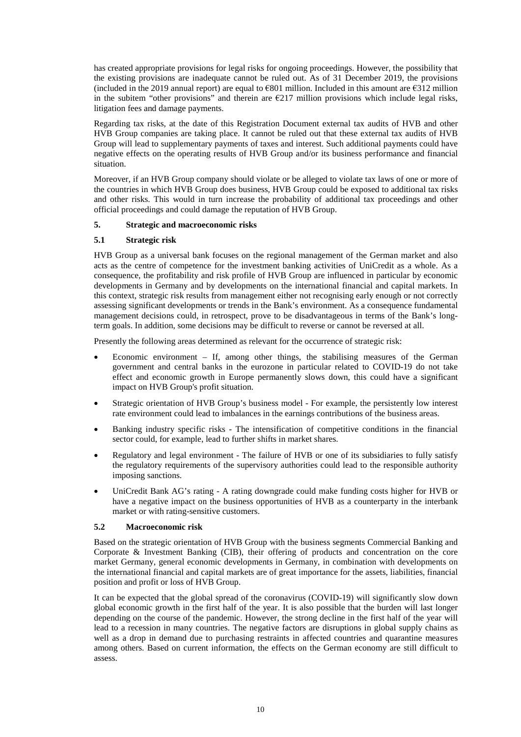has created appropriate provisions for legal risks for ongoing proceedings. However, the possibility that the existing provisions are inadequate cannot be ruled out. As of 31 December 2019, the provisions (included in the 2019 annual report) are equal to €801 million. Included in this amount are €312 million in the subitem "other provisions" and therein are €217 million provisions which include legal risks, litigation fees and damage payments.

Regarding tax risks, at the date of this Registration Document external tax audits of HVB and other HVB Group companies are taking place. It cannot be ruled out that these external tax audits of HVB Group will lead to supplementary payments of taxes and interest. Such additional payments could have negative effects on the operating results of HVB Group and/or its business performance and financial situation.

Moreover, if an HVB Group company should violate or be alleged to violate tax laws of one or more of the countries in which HVB Group does business, HVB Group could be exposed to additional tax risks and other risks. This would in turn increase the probability of additional tax proceedings and other official proceedings and could damage the reputation of HVB Group.

## 5. Strategic and macroeconomic risks

### 5.1 Strategic risk

HVB Group as a universal bank focuses on the regional management of the German market and also acts as the centre of competence for the investment banking activities of UniCredit as a whole. As a consequence, the profitability and risk profile of HVB Group are influenced in particular by economic developments in Germany and by developments on the international financial and capital markets. In this context, strategic risk results from management either not recognising early enough or not correctly assessing significant developments or trends in the Bank's environment. As a consequence fundamental management decisions could, in retrospect, prove to be disadvantageous in terms of the Bank's long-term goals. In addition, some decisions may be difficult to reverse or cannot be reversed at all.

Presently the following areas determined as relevant for the occurrence of strategic risk:

- Economic environment – If, among other things, the stabilising measures of the German government and central banks in the eurozone in particular related to COVID-19 do not take effect and economic growth in Europe permanently slows down, this could have a significant impact on HVB Group's profit situation.
- Strategic orientation of HVB Group's business model - For example, the persistently low interest rate environment could lead to imbalances in the earnings contributions of the business areas.
- Banking industry specific risks - The intensification of competitive conditions in the financial sector could, for example, lead to further shifts in market shares.
- Regulatory and legal environment - The failure of HVB or one of its subsidiaries to fully satisfy the regulatory requirements of the supervisory authorities could lead to the responsible authority imposing sanctions.
- UniCredit Bank AG's rating - A rating downgrade could make funding costs higher for HVB or have a negative impact on the business opportunities of HVB as a counterparty in the interbank market or with rating-sensitive customers.

### 5.2 Macroeconomic risk

Based on the strategic orientation of HVB Group with the business segments Commercial Banking and Corporate & Investment Banking (CIB), their offering of products and concentration on the core market Germany, general economic developments in Germany, in combination with developments on the international financial and capital markets are of great importance for the assets, liabilities, financial position and profit or loss of HVB Group.

It can be expected that the global spread of the coronavirus (COVID-19) will significantly slow down global economic growth in the first half of the year. It is also possible that the burden will last longer depending on the course of the pandemic. However, the strong decline in the first half of the year will lead to a recession in many countries. The negative factors are disruptions in global supply chains as well as a drop in demand due to purchasing restraints in affected countries and quarantine measures among others. Based on current information, the effects on the German economy are still difficult to assess.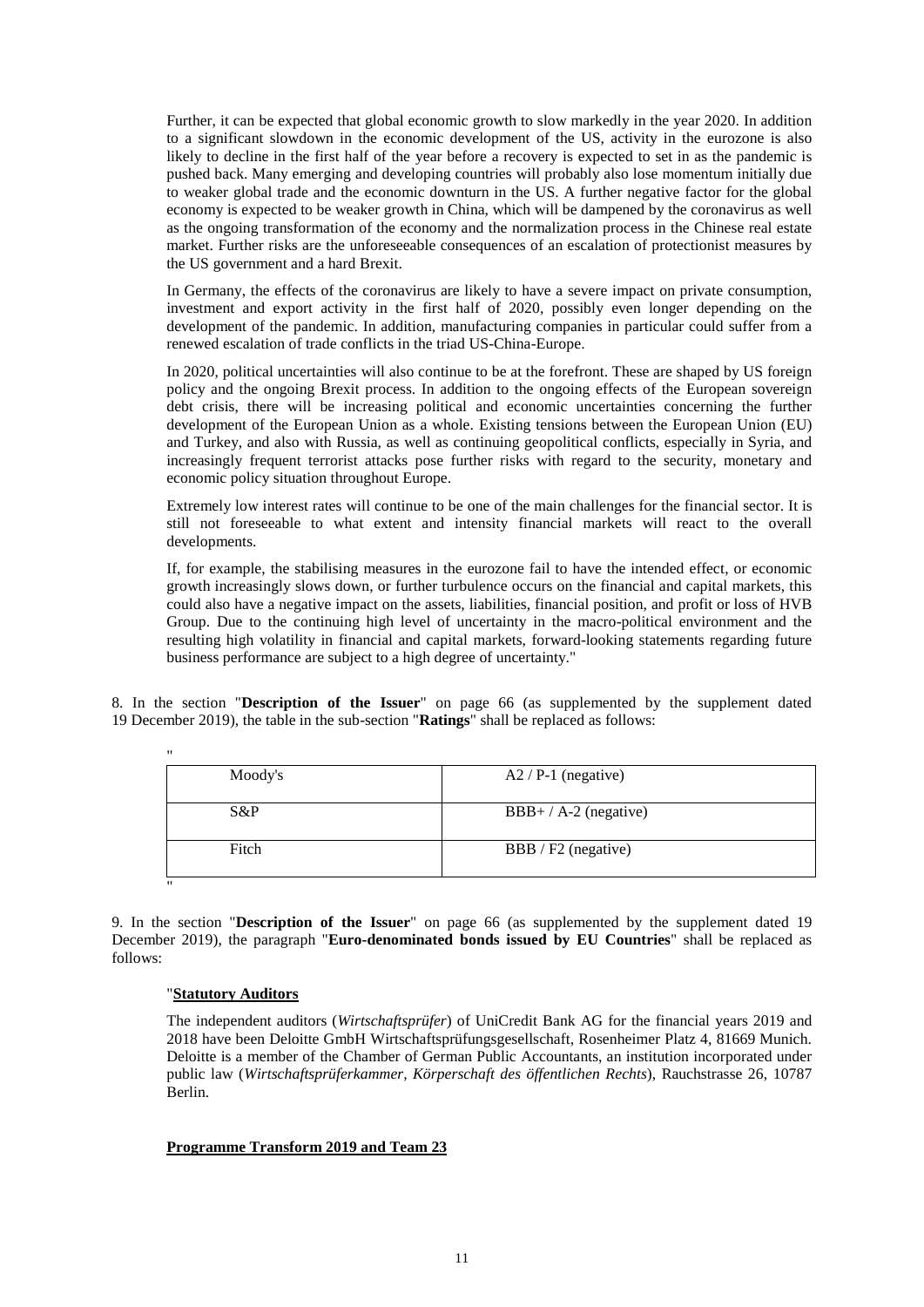Further, it can be expected that global economic growth to slow markedly in the year 2020. In addition to a significant slowdown in the economic development of the US, activity in the eurozone is also likely to decline in the first half of the year before a recovery is expected to set in as the pandemic is pushed back. Many emerging and developing countries will probably also lose momentum initially due to weaker global trade and the economic downturn in the US. A further negative factor for the global economy is expected to be weaker growth in China, which will be dampened by the coronavirus as well as the ongoing transformation of the economy and the normalization process in the Chinese real estate market. Further risks are the unforeseeable consequences of an escalation of protectionist measures by the US government and a hard Brexit.

In Germany, the effects of the coronavirus are likely to have a severe impact on private consumption, investment and export activity in the first half of 2020, possibly even longer depending on the development of the pandemic. In addition, manufacturing companies in particular could suffer from a renewed escalation of trade conflicts in the triad US-China-Europe.

In 2020, political uncertainties will also continue to be at the forefront. These are shaped by US foreign policy and the ongoing Brexit process. In addition to the ongoing effects of the European sovereign debt crisis, there will be increasing political and economic uncertainties concerning the further development of the European Union as a whole. Existing tensions between the European Union (EU) and Turkey, and also with Russia, as well as continuing geopolitical conflicts, especially in Syria, and increasingly frequent terrorist attacks pose further risks with regard to the security, monetary and economic policy situation throughout Europe.

Extremely low interest rates will continue to be one of the main challenges for the financial sector. It is still not foreseeable to what extent and intensity financial markets will react to the overall developments.

If, for example, the stabilising measures in the eurozone fail to have the intended effect, or economic growth increasingly slows down, or further turbulence occurs on the financial and capital markets, this could also have a negative impact on the assets, liabilities, financial position, and profit or loss of HVB Group. Due to the continuing high level of uncertainty in the macro-political environment and the resulting high volatility in financial and capital markets, forward-looking statements regarding future business performance are subject to a high degree of uncertainty."

8. In the section "**Description of the Issuer**" on page 66 (as supplemented by the supplement dated 19 December 2019), the table in the sub-section "**Ratings**" shall be replaced as follows:

"

| Moody's | A2 / P-1 (negative) |
|---|---|
| S&P | BBB+ / A-2 (negative) |
| Fitch | BBB / F2 (negative) |

"

9. In the section "**Description of the Issuer**" on page 66 (as supplemented by the supplement dated 19 December 2019), the paragraph "**Euro-denominated bonds issued by EU Countries**" shall be replaced as follows:

"**Statutory Auditors**

The independent auditors (*Wirtschaftsprüfer*) of UniCredit Bank AG for the financial years 2019 and 2018 have been Deloitte GmbH Wirtschaftsprüfungsgesellschaft, Rosenheimer Platz 4, 81669 Munich. Deloitte is a member of the Chamber of German Public Accountants, an institution incorporated under public law (*Wirtschaftsprüferkammer, Körperschaft des öffentlichen Rechts*), Rauchstrasse 26, 10787 Berlin.

**Programme Transform 2019 and Team 23**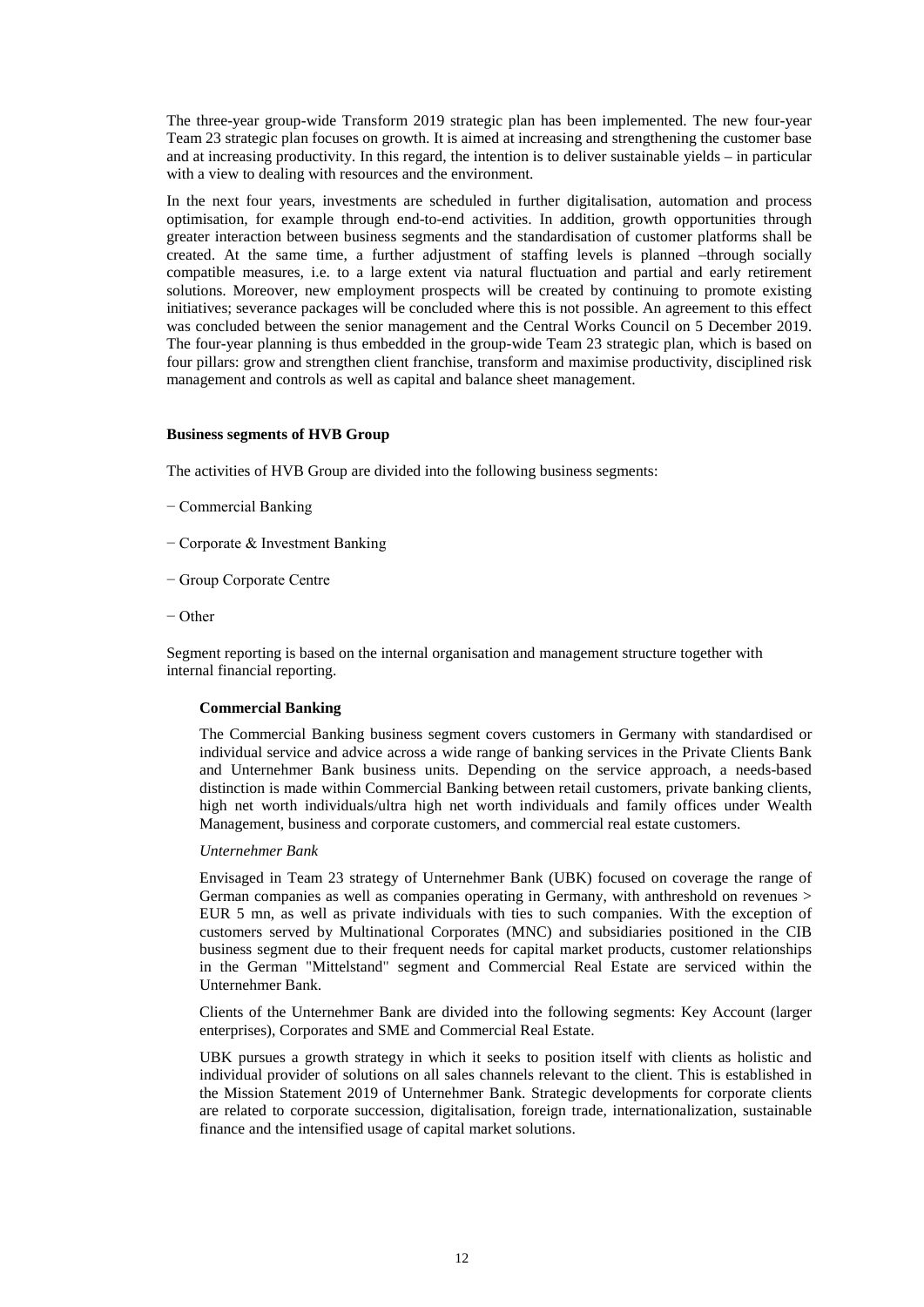The three-year group-wide Transform 2019 strategic plan has been implemented. The new four-year Team 23 strategic plan focuses on growth. It is aimed at increasing and strengthening the customer base and at increasing productivity. In this regard, the intention is to deliver sustainable yields – in particular with a view to dealing with resources and the environment.

In the next four years, investments are scheduled in further digitalisation, automation and process optimisation, for example through end-to-end activities. In addition, growth opportunities through greater interaction between business segments and the standardisation of customer platforms shall be created. At the same time, a further adjustment of staffing levels is planned –through socially compatible measures, i.e. to a large extent via natural fluctuation and partial and early retirement solutions. Moreover, new employment prospects will be created by continuing to promote existing initiatives; severance packages will be concluded where this is not possible. An agreement to this effect was concluded between the senior management and the Central Works Council on 5 December 2019. The four-year planning is thus embedded in the group-wide Team 23 strategic plan, which is based on four pillars: grow and strengthen client franchise, transform and maximise productivity, disciplined risk management and controls as well as capital and balance sheet management.

**Business segments of HVB Group**

The activities of HVB Group are divided into the following business segments:

− Commercial Banking

− Corporate & Investment Banking

− Group Corporate Centre

− Other

Segment reporting is based on the internal organisation and management structure together with internal financial reporting.

**Commercial Banking**

The Commercial Banking business segment covers customers in Germany with standardised or individual service and advice across a wide range of banking services in the Private Clients Bank and Unternehmer Bank business units. Depending on the service approach, a needs-based distinction is made within Commercial Banking between retail customers, private banking clients, high net worth individuals/ultra high net worth individuals and family offices under Wealth Management, business and corporate customers, and commercial real estate customers.

*Unternehmer Bank*

Envisaged in Team 23 strategy of Unternehmer Bank (UBK) focused on coverage the range of German companies as well as companies operating in Germany, with anthreshold on revenues > EUR 5 mn, as well as private individuals with ties to such companies. With the exception of customers served by Multinational Corporates (MNC) and subsidiaries positioned in the CIB business segment due to their frequent needs for capital market products, customer relationships in the German "Mittelstand" segment and Commercial Real Estate are serviced within the Unternehmer Bank.

Clients of the Unternehmer Bank are divided into the following segments: Key Account (larger enterprises), Corporates and SME and Commercial Real Estate.

UBK pursues a growth strategy in which it seeks to position itself with clients as holistic and individual provider of solutions on all sales channels relevant to the client. This is established in the Mission Statement 2019 of Unternehmer Bank. Strategic developments for corporate clients are related to corporate succession, digitalisation, foreign trade, internationalization, sustainable finance and the intensified usage of capital market solutions.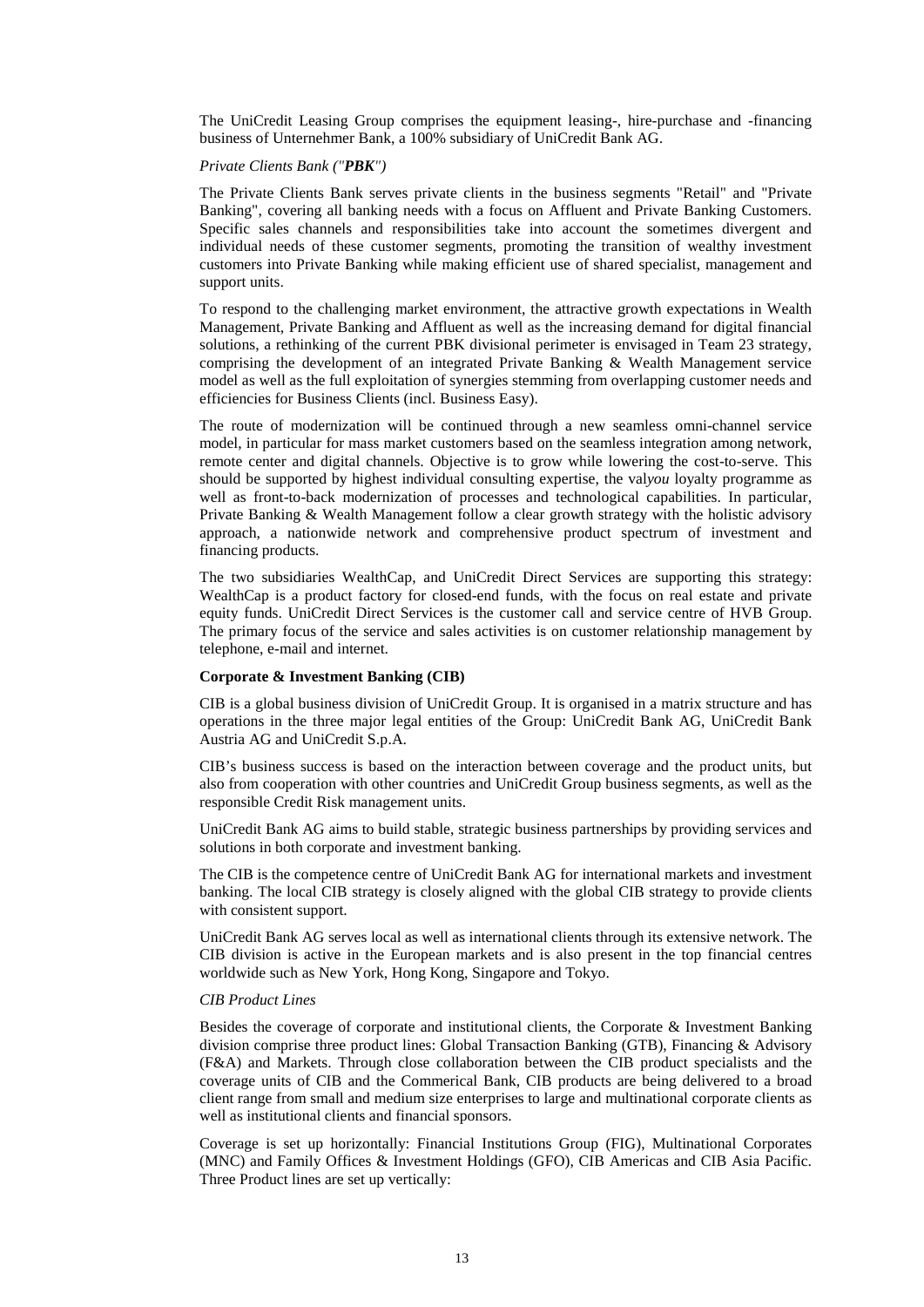The UniCredit Leasing Group comprises the equipment leasing-, hire-purchase and -financing business of Unternehmer Bank, a 100% subsidiary of UniCredit Bank AG.

*Private Clients Bank ("**PBK**")*

The Private Clients Bank serves private clients in the business segments "Retail" and "Private Banking", covering all banking needs with a focus on Affluent and Private Banking Customers. Specific sales channels and responsibilities take into account the sometimes divergent and individual needs of these customer segments, promoting the transition of wealthy investment customers into Private Banking while making efficient use of shared specialist, management and support units.

To respond to the challenging market environment, the attractive growth expectations in Wealth Management, Private Banking and Affluent as well as the increasing demand for digital financial solutions, a rethinking of the current PBK divisional perimeter is envisaged in Team 23 strategy, comprising the development of an integrated Private Banking & Wealth Management service model as well as the full exploitation of synergies stemming from overlapping customer needs and efficiencies for Business Clients (incl. Business Easy).

The route of modernization will be continued through a new seamless omni-channel service model, in particular for mass market customers based on the seamless integration among network, remote center and digital channels. Objective is to grow while lowering the cost-to-serve. This should be supported by highest individual consulting expertise, the val*you* loyalty programme as well as front-to-back modernization of processes and technological capabilities. In particular, Private Banking & Wealth Management follow a clear growth strategy with the holistic advisory approach, a nationwide network and comprehensive product spectrum of investment and financing products.

The two subsidiaries WealthCap, and UniCredit Direct Services are supporting this strategy: WealthCap is a product factory for closed-end funds, with the focus on real estate and private equity funds. UniCredit Direct Services is the customer call and service centre of HVB Group. The primary focus of the service and sales activities is on customer relationship management by telephone, e-mail and internet.

**Corporate & Investment Banking (CIB)**

CIB is a global business division of UniCredit Group. It is organised in a matrix structure and has operations in the three major legal entities of the Group: UniCredit Bank AG, UniCredit Bank Austria AG and UniCredit S.p.A.

CIB's business success is based on the interaction between coverage and the product units, but also from cooperation with other countries and UniCredit Group business segments, as well as the responsible Credit Risk management units.

UniCredit Bank AG aims to build stable, strategic business partnerships by providing services and solutions in both corporate and investment banking.

The CIB is the competence centre of UniCredit Bank AG for international markets and investment banking. The local CIB strategy is closely aligned with the global CIB strategy to provide clients with consistent support.

UniCredit Bank AG serves local as well as international clients through its extensive network. The CIB division is active in the European markets and is also present in the top financial centres worldwide such as New York, Hong Kong, Singapore and Tokyo.

*CIB Product Lines*

Besides the coverage of corporate and institutional clients, the Corporate & Investment Banking division comprise three product lines: Global Transaction Banking (GTB), Financing & Advisory (F&A) and Markets. Through close collaboration between the CIB product specialists and the coverage units of CIB and the Commerical Bank, CIB products are being delivered to a broad client range from small and medium size enterprises to large and multinational corporate clients as well as institutional clients and financial sponsors.

Coverage is set up horizontally: Financial Institutions Group (FIG), Multinational Corporates (MNC) and Family Offices & Investment Holdings (GFO), CIB Americas and CIB Asia Pacific. Three Product lines are set up vertically: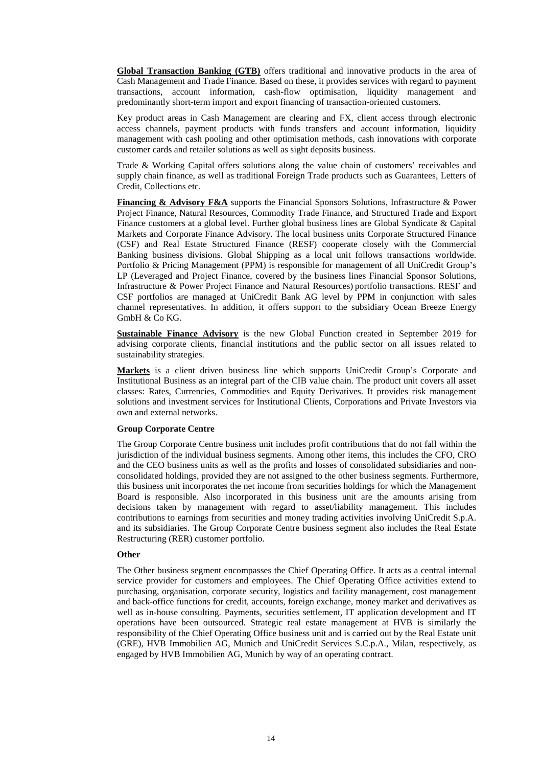**Global Transaction Banking (GTB)** offers traditional and innovative products in the area of Cash Management and Trade Finance. Based on these, it provides services with regard to payment transactions, account information, cash-flow optimisation, liquidity management and predominantly short-term import and export financing of transaction-oriented customers.

Key product areas in Cash Management are clearing and FX, client access through electronic access channels, payment products with funds transfers and account information, liquidity management with cash pooling and other optimisation methods, cash innovations with corporate customer cards and retailer solutions as well as sight deposits business.

Trade & Working Capital offers solutions along the value chain of customers' receivables and supply chain finance, as well as traditional Foreign Trade products such as Guarantees, Letters of Credit, Collections etc.

**Financing & Advisory F&A** supports the Financial Sponsors Solutions, Infrastructure & Power Project Finance, Natural Resources, Commodity Trade Finance, and Structured Trade and Export Finance customers at a global level. Further global business lines are Global Syndicate & Capital Markets and Corporate Finance Advisory. The local business units Corporate Structured Finance (CSF) and Real Estate Structured Finance (RESF) cooperate closely with the Commercial Banking business divisions. Global Shipping as a local unit follows transactions worldwide. Portfolio & Pricing Management (PPM) is responsible for management of all UniCredit Group's LP (Leveraged and Project Finance, covered by the business lines Financial Sponsor Solutions, Infrastructure & Power Project Finance and Natural Resources) portfolio transactions. RESF and CSF portfolios are managed at UniCredit Bank AG level by PPM in conjunction with sales channel representatives. In addition, it offers support to the subsidiary Ocean Breeze Energy GmbH & Co KG.

**Sustainable Finance Advisory** is the new Global Function created in September 2019 for advising corporate clients, financial institutions and the public sector on all issues related to sustainability strategies.

**Markets** is a client driven business line which supports UniCredit Group's Corporate and Institutional Business as an integral part of the CIB value chain. The product unit covers all asset classes: Rates, Currencies, Commodities and Equity Derivatives. It provides risk management solutions and investment services for Institutional Clients, Corporations and Private Investors via own and external networks.

**Group Corporate Centre**

The Group Corporate Centre business unit includes profit contributions that do not fall within the jurisdiction of the individual business segments. Among other items, this includes the CFO, CRO and the CEO business units as well as the profits and losses of consolidated subsidiaries and non-consolidated holdings, provided they are not assigned to the other business segments. Furthermore, this business unit incorporates the net income from securities holdings for which the Management Board is responsible. Also incorporated in this business unit are the amounts arising from decisions taken by management with regard to asset/liability management. This includes contributions to earnings from securities and money trading activities involving UniCredit S.p.A. and its subsidiaries. The Group Corporate Centre business segment also includes the Real Estate Restructuring (RER) customer portfolio.

**Other**

The Other business segment encompasses the Chief Operating Office. It acts as a central internal service provider for customers and employees. The Chief Operating Office activities extend to purchasing, organisation, corporate security, logistics and facility management, cost management and back-office functions for credit, accounts, foreign exchange, money market and derivatives as well as in-house consulting. Payments, securities settlement, IT application development and IT operations have been outsourced. Strategic real estate management at HVB is similarly the responsibility of the Chief Operating Office business unit and is carried out by the Real Estate unit (GRE), HVB Immobilien AG, Munich and UniCredit Services S.C.p.A., Milan, respectively, as engaged by HVB Immobilien AG, Munich by way of an operating contract.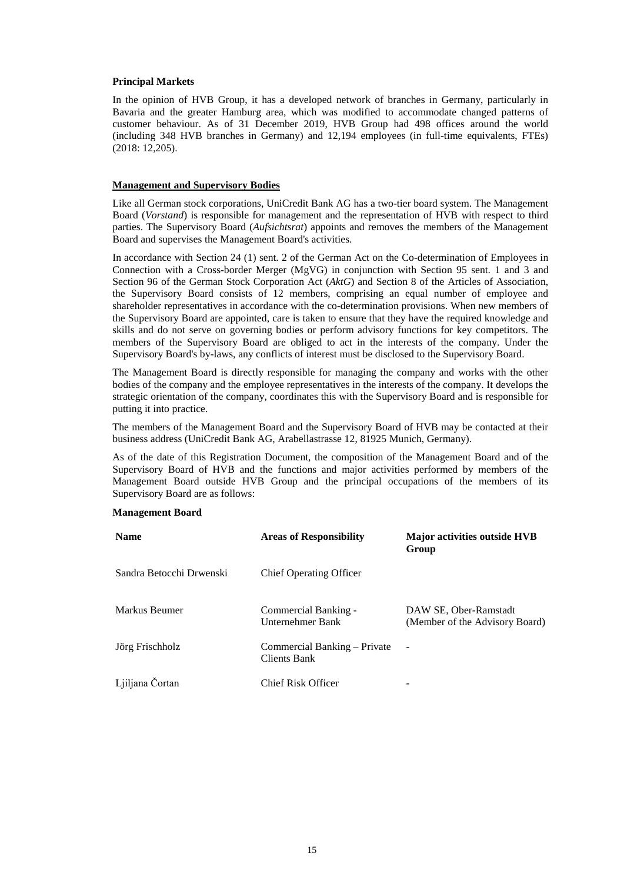**Principal Markets**

In the opinion of HVB Group, it has a developed network of branches in Germany, particularly in Bavaria and the greater Hamburg area, which was modified to accommodate changed patterns of customer behaviour. As of 31 December 2019, HVB Group had 498 offices around the world (including 348 HVB branches in Germany) and 12,194 employees (in full-time equivalents, FTEs) (2018: 12,205).

## Management and Supervisory Bodies

Like all German stock corporations, UniCredit Bank AG has a two-tier board system. The Management Board (*Vorstand*) is responsible for management and the representation of HVB with respect to third parties. The Supervisory Board (*Aufsichtsrat*) appoints and removes the members of the Management Board and supervises the Management Board's activities.

In accordance with Section 24 (1) sent. 2 of the German Act on the Co-determination of Employees in Connection with a Cross-border Merger (MgVG) in conjunction with Section 95 sent. 1 and 3 and Section 96 of the German Stock Corporation Act (*AktG*) and Section 8 of the Articles of Association, the Supervisory Board consists of 12 members, comprising an equal number of employee and shareholder representatives in accordance with the co-determination provisions. When new members of the Supervisory Board are appointed, care is taken to ensure that they have the required knowledge and skills and do not serve on governing bodies or perform advisory functions for key competitors. The members of the Supervisory Board are obliged to act in the interests of the company. Under the Supervisory Board's by-laws, any conflicts of interest must be disclosed to the Supervisory Board.

The Management Board is directly responsible for managing the company and works with the other bodies of the company and the employee representatives in the interests of the company. It develops the strategic orientation of the company, coordinates this with the Supervisory Board and is responsible for putting it into practice.

The members of the Management Board and the Supervisory Board of HVB may be contacted at their business address (UniCredit Bank AG, Arabellastrasse 12, 81925 Munich, Germany).

As of the date of this Registration Document, the composition of the Management Board and of the Supervisory Board of HVB and the functions and major activities performed by members of the Management Board outside HVB Group and the principal occupations of the members of its Supervisory Board are as follows:

**Management Board**

| Name | Areas of Responsibility | Major activities outside HVB Group |
|---|---|---|
| Sandra Betocchi Drwenski | Chief Operating Officer | |
| Markus Beumer | Commercial Banking - Unternehmer Bank | DAW SE, Ober-Ramstadt (Member of the Advisory Board) |
| Jörg Frischholz | Commercial Banking – Private Clients Bank | - |
| Ljiljana Čortan | Chief Risk Officer | - |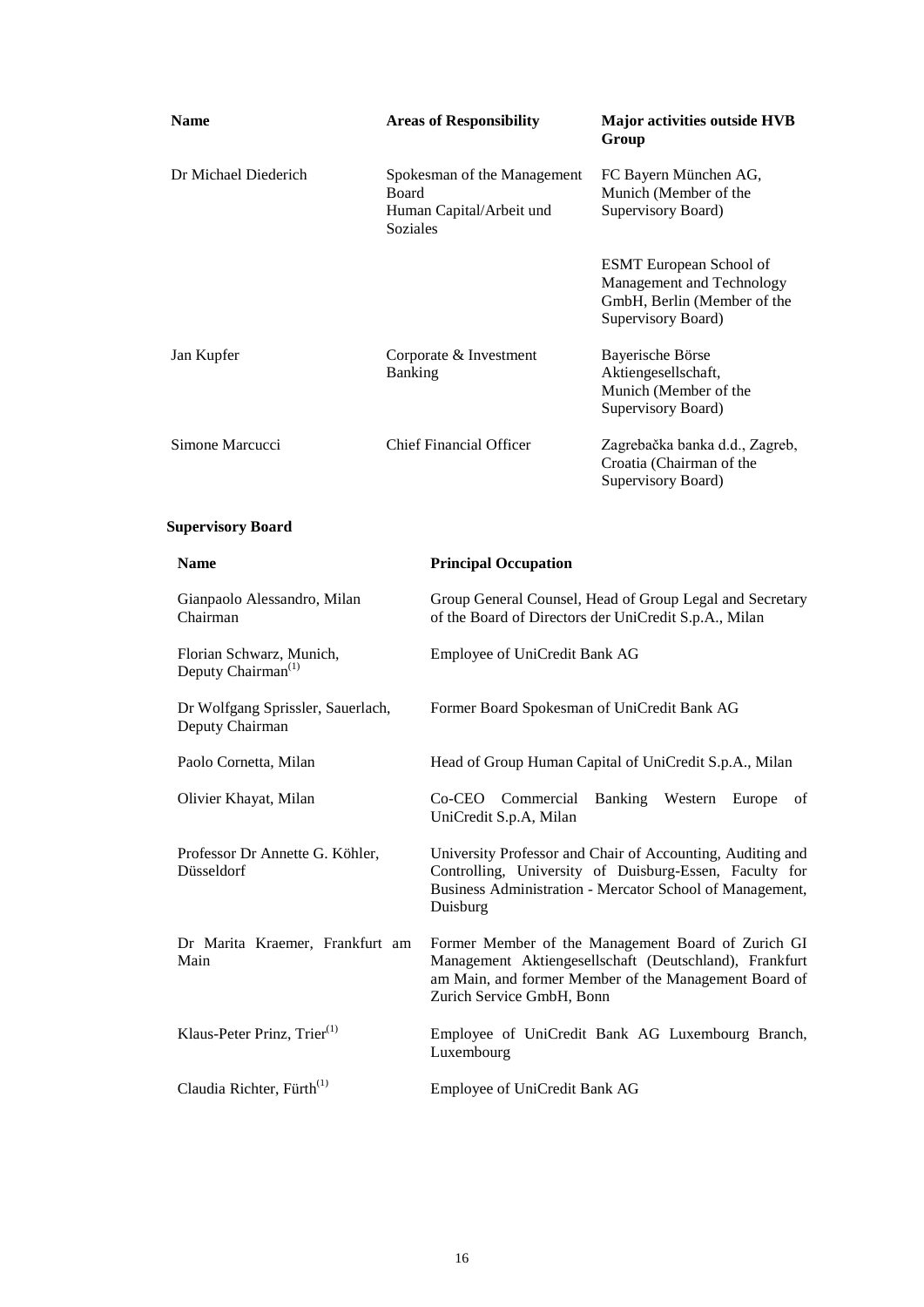| Name | Areas of Responsibility | Major activities outside HVB Group |
|---|---|---|
| Dr Michael Diederich | Spokesman of the Management Board<br>Human Capital/Arbeit und Soziales | FC Bayern München AG, Munich (Member of the Supervisory Board) |
| | | ESMT European School of Management and Technology GmbH, Berlin (Member of the Supervisory Board) |
| Jan Kupfer | Corporate & Investment Banking | Bayerische Börse Aktiengesellschaft, Munich (Member of the Supervisory Board) |
| Simone Marcucci | Chief Financial Officer | Zagrebačka banka d.d., Zagreb, Croatia (Chairman of the Supervisory Board) |

**Supervisory Board**

| Name | Principal Occupation |
|---|---|
| Gianpaolo Alessandro, Milan<br>Chairman | Group General Counsel, Head of Group Legal and Secretary of the Board of Directors der UniCredit S.p.A., Milan |
| Florian Schwarz, Munich,<br>Deputy Chairman[(1)] | Employee of UniCredit Bank AG |
| Dr Wolfgang Sprissler, Sauerlach,<br>Deputy Chairman | Former Board Spokesman of UniCredit Bank AG |
| Paolo Cornetta, Milan | Head of Group Human Capital of UniCredit S.p.A., Milan |
| Olivier Khayat, Milan | Co-CEO Commercial Banking Western Europe of UniCredit S.p.A, Milan |
| Professor Dr Annette G. Köhler, Düsseldorf | University Professor and Chair of Accounting, Auditing and Controlling, University of Duisburg-Essen, Faculty for Business Administration - Mercator School of Management, Duisburg |
| Dr Marita Kraemer, Frankfurt am Main | Former Member of the Management Board of Zurich GI Management Aktiengesellschaft (Deutschland), Frankfurt am Main, and former Member of the Management Board of Zurich Service GmbH, Bonn |
| Klaus-Peter Prinz, Trier[(1)] | Employee of UniCredit Bank AG Luxembourg Branch, Luxembourg |
| Claudia Richter, Fürth[(1)] | Employee of UniCredit Bank AG |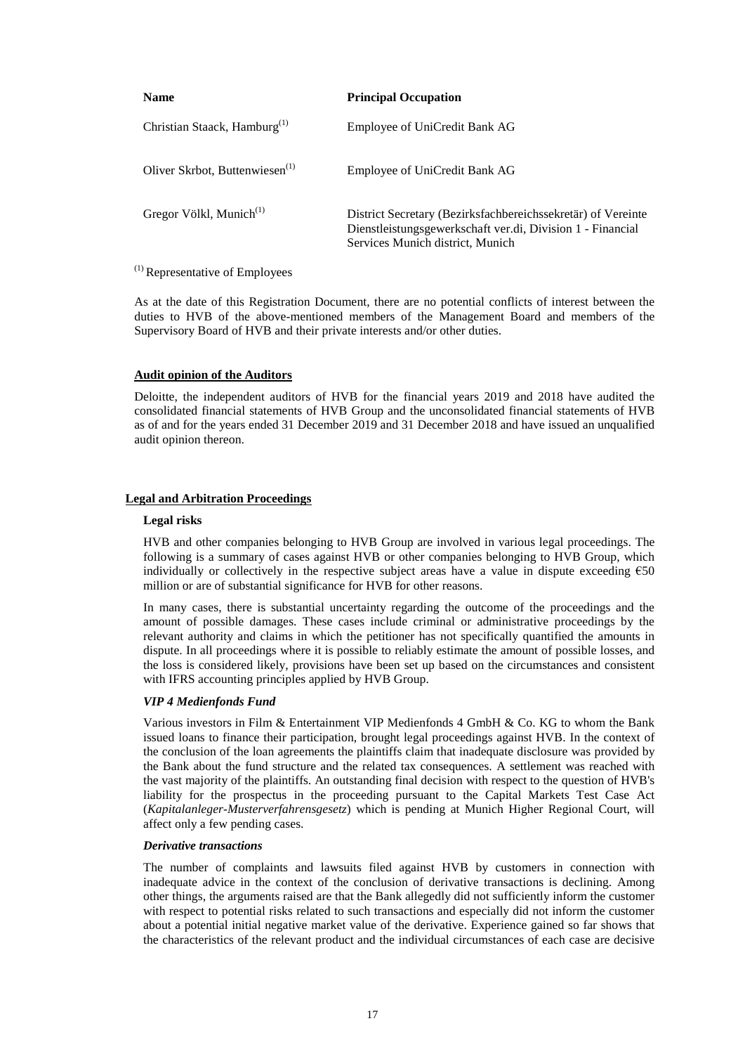| Name | Principal Occupation |
| --- | --- |
| Christian Staack, Hamburg[(1)] | Employee of UniCredit Bank AG |
| Oliver Skrbot, Buttenwiesen[(1)] | Employee of UniCredit Bank AG |
| Gregor Völkl, Munich[(1)] | District Secretary (Bezirksfachbereichssekretär) of Vereinte Dienstleistungsgewerkschaft ver.di, Division 1 - Financial Services Munich district, Munich |

[(1)] Representative of Employees

As at the date of this Registration Document, there are no potential conflicts of interest between the duties to HVB of the above-mentioned members of the Management Board and members of the Supervisory Board of HVB and their private interests and/or other duties.

**Audit opinion of the Auditors**

Deloitte, the independent auditors of HVB for the financial years 2019 and 2018 have audited the consolidated financial statements of HVB Group and the unconsolidated financial statements of HVB as of and for the years ended 31 December 2019 and 31 December 2018 and have issued an unqualified audit opinion thereon.

## Legal and Arbitration Proceedings

### Legal risks

HVB and other companies belonging to HVB Group are involved in various legal proceedings. The following is a summary of cases against HVB or other companies belonging to HVB Group, which individually or collectively in the respective subject areas have a value in dispute exceeding €50 million or are of substantial significance for HVB for other reasons.

In many cases, there is substantial uncertainty regarding the outcome of the proceedings and the amount of possible damages. These cases include criminal or administrative proceedings by the relevant authority and claims in which the petitioner has not specifically quantified the amounts in dispute. In all proceedings where it is possible to reliably estimate the amount of possible losses, and the loss is considered likely, provisions have been set up based on the circumstances and consistent with IFRS accounting principles applied by HVB Group.

#### *VIP 4 Medienfonds Fund*

Various investors in Film & Entertainment VIP Medienfonds 4 GmbH & Co. KG to whom the Bank issued loans to finance their participation, brought legal proceedings against HVB. In the context of the conclusion of the loan agreements the plaintiffs claim that inadequate disclosure was provided by the Bank about the fund structure and the related tax consequences. A settlement was reached with the vast majority of the plaintiffs. An outstanding final decision with respect to the question of HVB's liability for the prospectus in the proceeding pursuant to the Capital Markets Test Case Act (*Kapitalanleger-Musterverfahrensgesetz*) which is pending at Munich Higher Regional Court, will affect only a few pending cases.

#### *Derivative transactions*

The number of complaints and lawsuits filed against HVB by customers in connection with inadequate advice in the context of the conclusion of derivative transactions is declining. Among other things, the arguments raised are that the Bank allegedly did not sufficiently inform the customer with respect to potential risks related to such transactions and especially did not inform the customer about a potential initial negative market value of the derivative. Experience gained so far shows that the characteristics of the relevant product and the individual circumstances of each case are decisive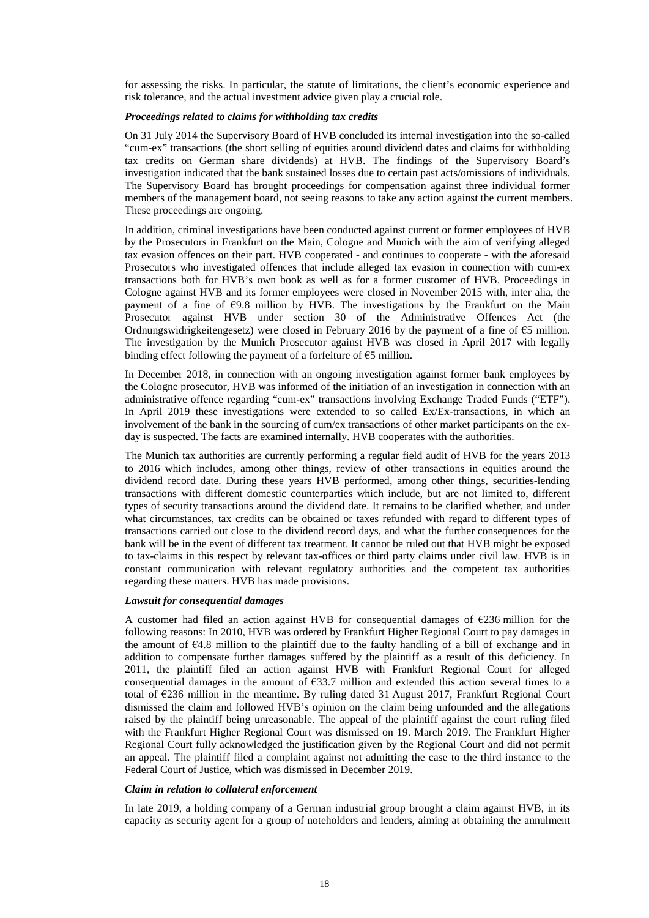for assessing the risks. In particular, the statute of limitations, the client's economic experience and risk tolerance, and the actual investment advice given play a crucial role.

***Proceedings related to claims for withholding tax credits***

On 31 July 2014 the Supervisory Board of HVB concluded its internal investigation into the so-called "cum-ex" transactions (the short selling of equities around dividend dates and claims for withholding tax credits on German share dividends) at HVB. The findings of the Supervisory Board's investigation indicated that the bank sustained losses due to certain past acts/omissions of individuals. The Supervisory Board has brought proceedings for compensation against three individual former members of the management board, not seeing reasons to take any action against the current members. These proceedings are ongoing.

In addition, criminal investigations have been conducted against current or former employees of HVB by the Prosecutors in Frankfurt on the Main, Cologne and Munich with the aim of verifying alleged tax evasion offences on their part. HVB cooperated - and continues to cooperate - with the aforesaid Prosecutors who investigated offences that include alleged tax evasion in connection with cum-ex transactions both for HVB's own book as well as for a former customer of HVB. Proceedings in Cologne against HVB and its former employees were closed in November 2015 with, inter alia, the payment of a fine of €9.8 million by HVB. The investigations by the Frankfurt on the Main Prosecutor against HVB under section 30 of the Administrative Offences Act (the Ordnungswidrigkeitengesetz) were closed in February 2016 by the payment of a fine of €5 million. The investigation by the Munich Prosecutor against HVB was closed in April 2017 with legally binding effect following the payment of a forfeiture of €5 million.

In December 2018, in connection with an ongoing investigation against former bank employees by the Cologne prosecutor, HVB was informed of the initiation of an investigation in connection with an administrative offence regarding "cum-ex" transactions involving Exchange Traded Funds ("ETF"). In April 2019 these investigations were extended to so called Ex/Ex-transactions, in which an involvement of the bank in the sourcing of cum/ex transactions of other market participants on the ex-day is suspected. The facts are examined internally. HVB cooperates with the authorities.

The Munich tax authorities are currently performing a regular field audit of HVB for the years 2013 to 2016 which includes, among other things, review of other transactions in equities around the dividend record date. During these years HVB performed, among other things, securities-lending transactions with different domestic counterparties which include, but are not limited to, different types of security transactions around the dividend date. It remains to be clarified whether, and under what circumstances, tax credits can be obtained or taxes refunded with regard to different types of transactions carried out close to the dividend record days, and what the further consequences for the bank will be in the event of different tax treatment. It cannot be ruled out that HVB might be exposed to tax-claims in this respect by relevant tax-offices or third party claims under civil law. HVB is in constant communication with relevant regulatory authorities and the competent tax authorities regarding these matters. HVB has made provisions.

***Lawsuit for consequential damages***

A customer had filed an action against HVB for consequential damages of €236 million for the following reasons: In 2010, HVB was ordered by Frankfurt Higher Regional Court to pay damages in the amount of €4.8 million to the plaintiff due to the faulty handling of a bill of exchange and in addition to compensate further damages suffered by the plaintiff as a result of this deficiency. In 2011, the plaintiff filed an action against HVB with Frankfurt Regional Court for alleged consequential damages in the amount of €33.7 million and extended this action several times to a total of €236 million in the meantime. By ruling dated 31 August 2017, Frankfurt Regional Court dismissed the claim and followed HVB's opinion on the claim being unfounded and the allegations raised by the plaintiff being unreasonable. The appeal of the plaintiff against the court ruling filed with the Frankfurt Higher Regional Court was dismissed on 19. March 2019. The Frankfurt Higher Regional Court fully acknowledged the justification given by the Regional Court and did not permit an appeal. The plaintiff filed a complaint against not admitting the case to the third instance to the Federal Court of Justice, which was dismissed in December 2019.

***Claim in relation to collateral enforcement***

In late 2019, a holding company of a German industrial group brought a claim against HVB, in its capacity as security agent for a group of noteholders and lenders, aiming at obtaining the annulment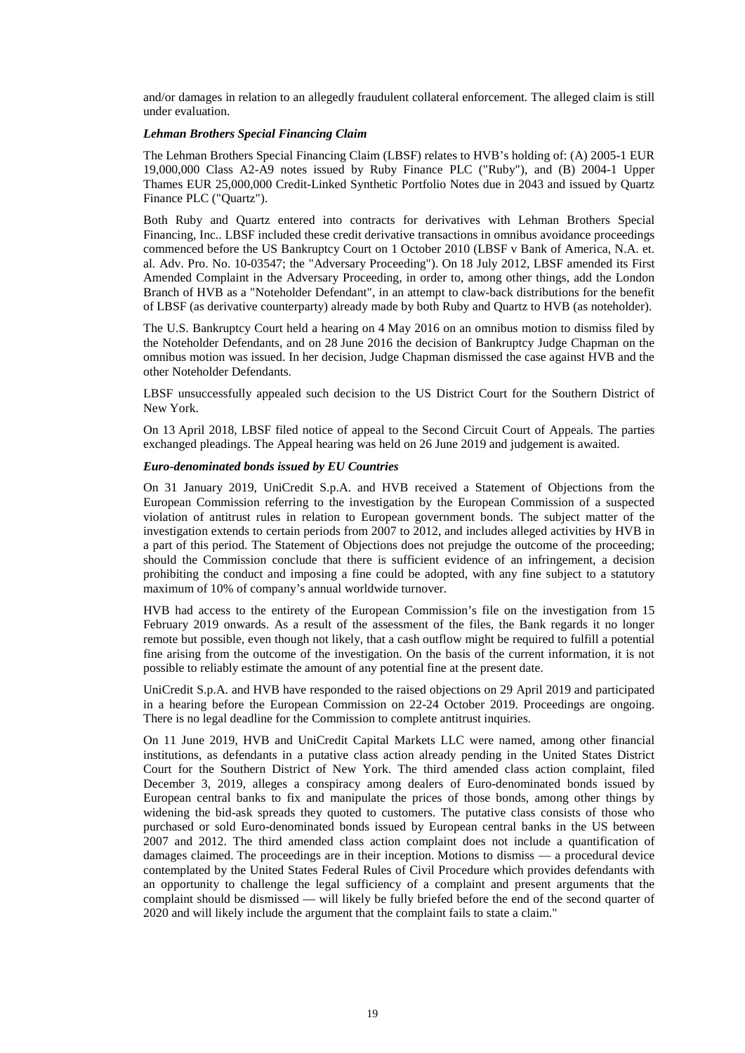and/or damages in relation to an allegedly fraudulent collateral enforcement. The alleged claim is still under evaluation.

***Lehman Brothers Special Financing Claim***

The Lehman Brothers Special Financing Claim (LBSF) relates to HVB's holding of: (A) 2005-1 EUR 19,000,000 Class A2-A9 notes issued by Ruby Finance PLC ("Ruby"), and (B) 2004-1 Upper Thames EUR 25,000,000 Credit-Linked Synthetic Portfolio Notes due in 2043 and issued by Quartz Finance PLC ("Quartz").

Both Ruby and Quartz entered into contracts for derivatives with Lehman Brothers Special Financing, Inc.. LBSF included these credit derivative transactions in omnibus avoidance proceedings commenced before the US Bankruptcy Court on 1 October 2010 (LBSF v Bank of America, N.A. et. al. Adv. Pro. No. 10-03547; the "Adversary Proceeding"). On 18 July 2012, LBSF amended its First Amended Complaint in the Adversary Proceeding, in order to, among other things, add the London Branch of HVB as a "Noteholder Defendant", in an attempt to claw-back distributions for the benefit of LBSF (as derivative counterparty) already made by both Ruby and Quartz to HVB (as noteholder).

The U.S. Bankruptcy Court held a hearing on 4 May 2016 on an omnibus motion to dismiss filed by the Noteholder Defendants, and on 28 June 2016 the decision of Bankruptcy Judge Chapman on the omnibus motion was issued. In her decision, Judge Chapman dismissed the case against HVB and the other Noteholder Defendants.

LBSF unsuccessfully appealed such decision to the US District Court for the Southern District of New York.

On 13 April 2018, LBSF filed notice of appeal to the Second Circuit Court of Appeals. The parties exchanged pleadings. The Appeal hearing was held on 26 June 2019 and judgement is awaited.

***Euro-denominated bonds issued by EU Countries***

On 31 January 2019, UniCredit S.p.A. and HVB received a Statement of Objections from the European Commission referring to the investigation by the European Commission of a suspected violation of antitrust rules in relation to European government bonds. The subject matter of the investigation extends to certain periods from 2007 to 2012, and includes alleged activities by HVB in a part of this period. The Statement of Objections does not prejudge the outcome of the proceeding; should the Commission conclude that there is sufficient evidence of an infringement, a decision prohibiting the conduct and imposing a fine could be adopted, with any fine subject to a statutory maximum of 10% of company's annual worldwide turnover.

HVB had access to the entirety of the European Commission's file on the investigation from 15 February 2019 onwards. As a result of the assessment of the files, the Bank regards it no longer remote but possible, even though not likely, that a cash outflow might be required to fulfill a potential fine arising from the outcome of the investigation. On the basis of the current information, it is not possible to reliably estimate the amount of any potential fine at the present date.

UniCredit S.p.A. and HVB have responded to the raised objections on 29 April 2019 and participated in a hearing before the European Commission on 22-24 October 2019. Proceedings are ongoing. There is no legal deadline for the Commission to complete antitrust inquiries.

On 11 June 2019, HVB and UniCredit Capital Markets LLC were named, among other financial institutions, as defendants in a putative class action already pending in the United States District Court for the Southern District of New York. The third amended class action complaint, filed December 3, 2019, alleges a conspiracy among dealers of Euro-denominated bonds issued by European central banks to fix and manipulate the prices of those bonds, among other things by widening the bid-ask spreads they quoted to customers. The putative class consists of those who purchased or sold Euro-denominated bonds issued by European central banks in the US between 2007 and 2012. The third amended class action complaint does not include a quantification of damages claimed. The proceedings are in their inception. Motions to dismiss — a procedural device contemplated by the United States Federal Rules of Civil Procedure which provides defendants with an opportunity to challenge the legal sufficiency of a complaint and present arguments that the complaint should be dismissed — will likely be fully briefed before the end of the second quarter of 2020 and will likely include the argument that the complaint fails to state a claim."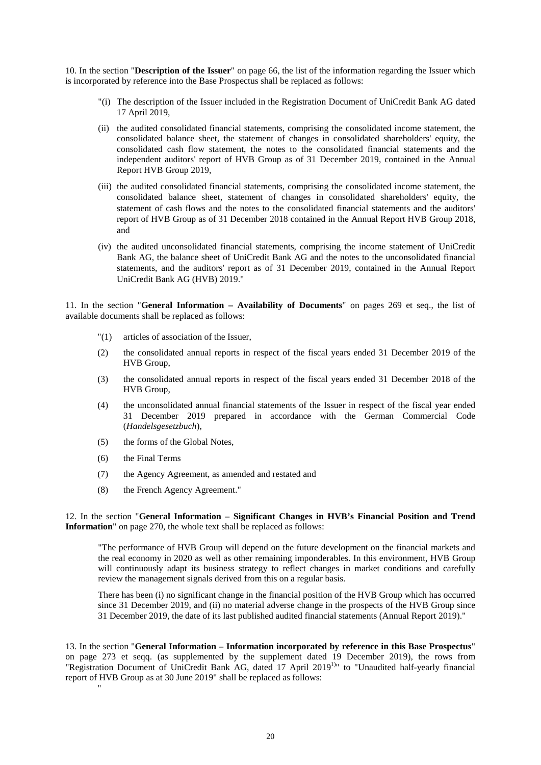10. In the section "**Description of the Issuer**" on page 66, the list of the information regarding the Issuer which is incorporated by reference into the Base Prospectus shall be replaced as follows:

"(i) The description of the Issuer included in the Registration Document of UniCredit Bank AG dated 17 April 2019,

(ii) the audited consolidated financial statements, comprising the consolidated income statement, the consolidated balance sheet, the statement of changes in consolidated shareholders' equity, the consolidated cash flow statement, the notes to the consolidated financial statements and the independent auditors' report of HVB Group as of 31 December 2019, contained in the Annual Report HVB Group 2019,

(iii) the audited consolidated financial statements, comprising the consolidated income statement, the consolidated balance sheet, statement of changes in consolidated shareholders' equity, the statement of cash flows and the notes to the consolidated financial statements and the auditors' report of HVB Group as of 31 December 2018 contained in the Annual Report HVB Group 2018, and

(iv) the audited unconsolidated financial statements, comprising the income statement of UniCredit Bank AG, the balance sheet of UniCredit Bank AG and the notes to the unconsolidated financial statements, and the auditors' report as of 31 December 2019, contained in the Annual Report UniCredit Bank AG (HVB) 2019."

11. In the section "**General Information – Availability of Documents**" on pages 269 et seq., the list of available documents shall be replaced as follows:

"(1) articles of association of the Issuer,

(2) the consolidated annual reports in respect of the fiscal years ended 31 December 2019 of the HVB Group,

(3) the consolidated annual reports in respect of the fiscal years ended 31 December 2018 of the HVB Group,

(4) the unconsolidated annual financial statements of the Issuer in respect of the fiscal year ended 31 December 2019 prepared in accordance with the German Commercial Code (*Handelsgesetzbuch*),

(5) the forms of the Global Notes,

(6) the Final Terms

(7) the Agency Agreement, as amended and restated and

(8) the French Agency Agreement."

12. In the section "**General Information – Significant Changes in HVB's Financial Position and Trend Information**" on page 270, the whole text shall be replaced as follows:

"The performance of HVB Group will depend on the future development on the financial markets and the real economy in 2020 as well as other remaining imponderables. In this environment, HVB Group will continuously adapt its business strategy to reflect changes in market conditions and carefully review the management signals derived from this on a regular basis.

There has been (i) no significant change in the financial position of the HVB Group which has occurred since 31 December 2019, and (ii) no material adverse change in the prospects of the HVB Group since 31 December 2019, the date of its last published audited financial statements (Annual Report 2019)."

13. In the section "**General Information – Information incorporated by reference in this Base Prospectus**" on page 273 et seqq. (as supplemented by the supplement dated 19 December 2019), the rows from "Registration Document of UniCredit Bank AG, dated 17 April 2019[1)]" to "Unaudited half-yearly financial report of HVB Group as at 30 June 2019" shall be replaced as follows:

"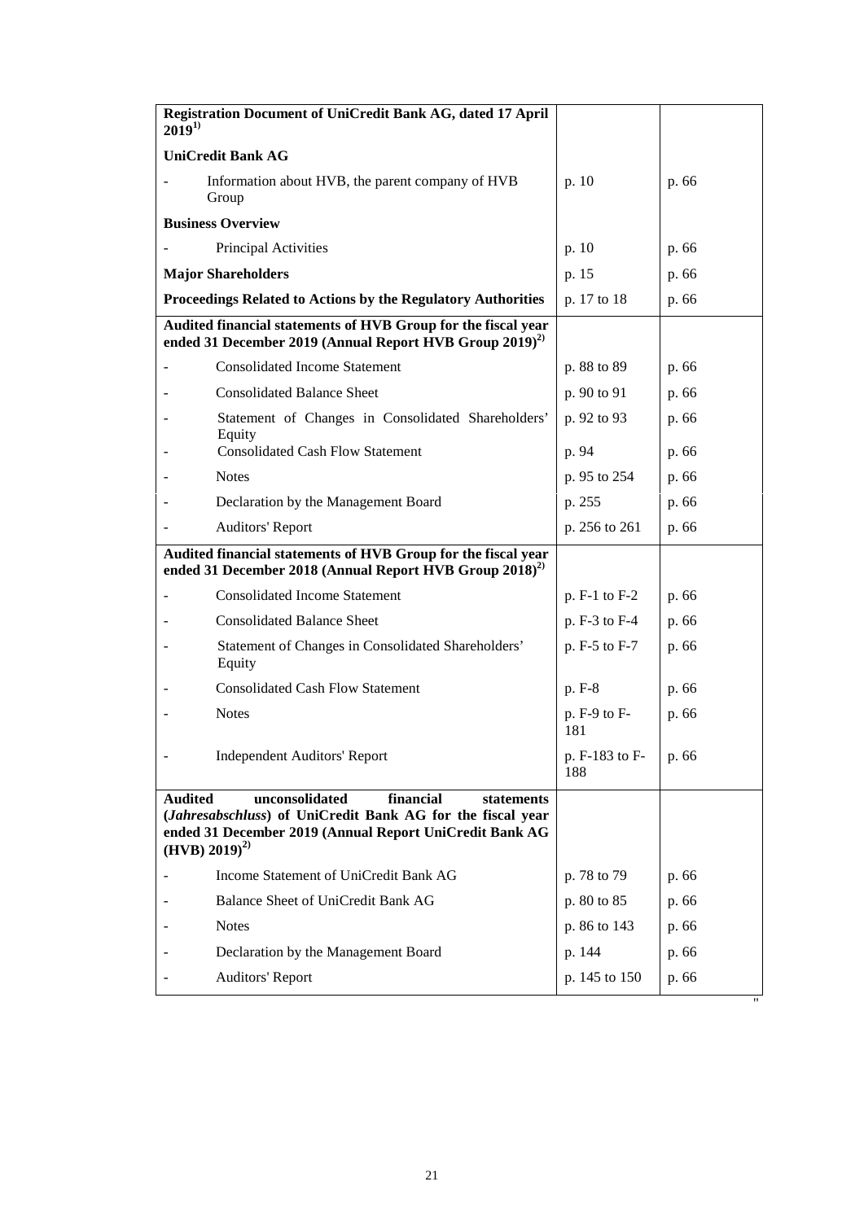| | | |
|---|---|---|
| **Registration Document of UniCredit Bank AG, dated 17 April 2019**[1)] | | |
| **UniCredit Bank AG** | | |
| - Information about HVB, the parent company of HVB Group | p. 10 | p. 66 |
| **Business Overview** | | |
| - Principal Activities | p. 10 | p. 66 |
| **Major Shareholders** | p. 15 | p. 66 |
| **Proceedings Related to Actions by the Regulatory Authorities** | p. 17 to 18 | p. 66 |
| **Audited financial statements of HVB Group for the fiscal year ended 31 December 2019 (Annual Report HVB Group 2019)**[2)] | | |
| - Consolidated Income Statement | p. 88 to 89 | p. 66 |
| - Consolidated Balance Sheet | p. 90 to 91 | p. 66 |
| - Statement of Changes in Consolidated Shareholders' Equity | p. 92 to 93 | p. 66 |
| - Consolidated Cash Flow Statement | p. 94 | p. 66 |
| - Notes | p. 95 to 254 | p. 66 |
| - Declaration by the Management Board | p. 255 | p. 66 |
| - Auditors' Report | p. 256 to 261 | p. 66 |
| **Audited financial statements of HVB Group for the fiscal year ended 31 December 2018 (Annual Report HVB Group 2018)**[2)] | | |
| - Consolidated Income Statement | p. F-1 to F-2 | p. 66 |
| - Consolidated Balance Sheet | p. F-3 to F-4 | p. 66 |
| - Statement of Changes in Consolidated Shareholders' Equity | p. F-5 to F-7 | p. 66 |
| - Consolidated Cash Flow Statement | p. F-8 | p. 66 |
| - Notes | p. F-9 to F-181 | p. 66 |
| - Independent Auditors' Report | p. F-183 to F-188 | p. 66 |
| **Audited unconsolidated financial statements (*Jahresabschluss*) of UniCredit Bank AG for the fiscal year ended 31 December 2019 (Annual Report UniCredit Bank AG (HVB) 2019)**[2)] | | |
| - Income Statement of UniCredit Bank AG | p. 78 to 79 | p. 66 |
| - Balance Sheet of UniCredit Bank AG | p. 80 to 85 | p. 66 |
| - Notes | p. 86 to 143 | p. 66 |
| - Declaration by the Management Board | p. 144 | p. 66 |
| - Auditors' Report | p. 145 to 150 | p. 66 |

"